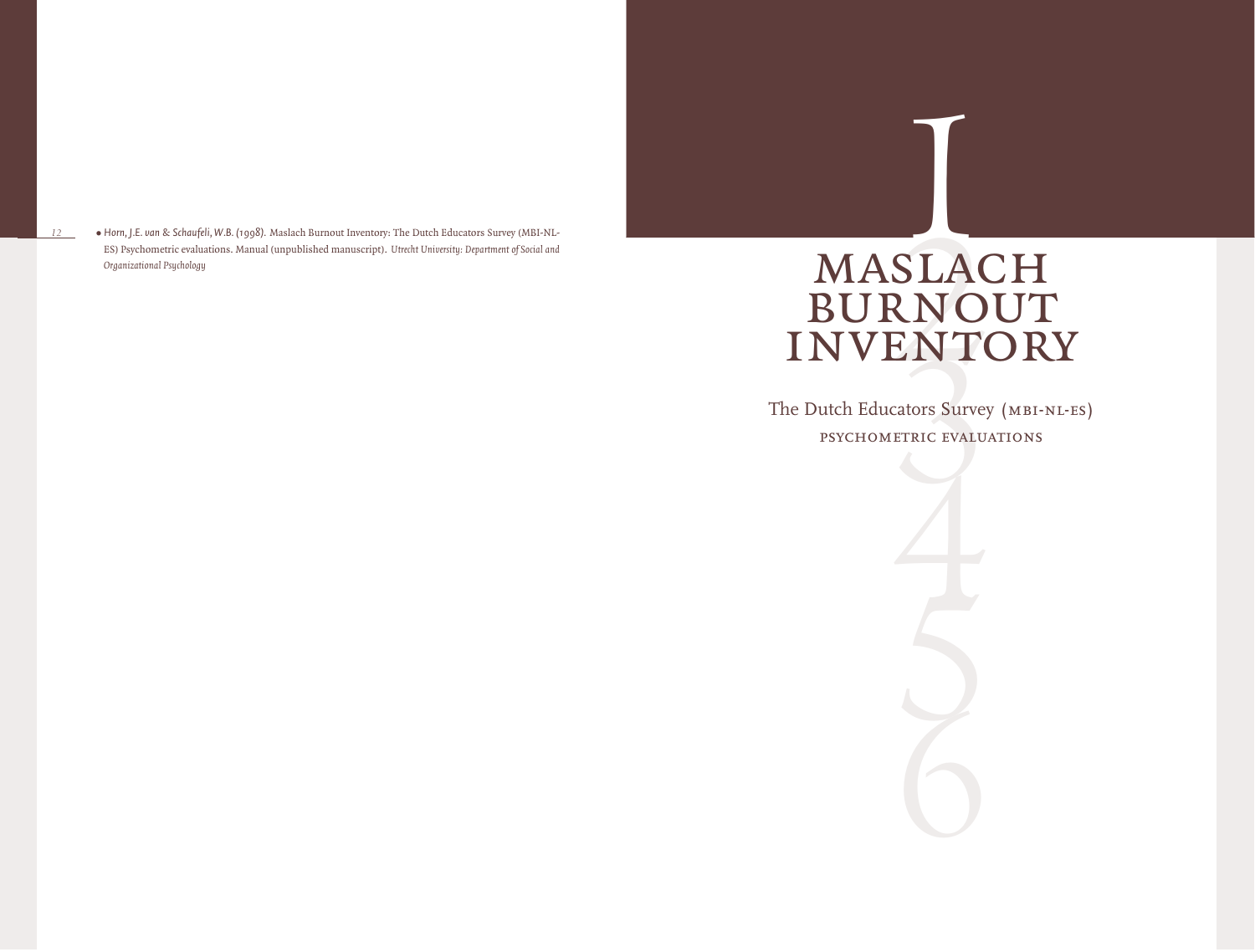• *Horn, J.E. van & Schaufeli, W.B. (1998).* Maslach Burnout Inventory: The Dutch Educators Survey (MBI-NL-ES) Psychometric evaluations. Manual (unpublished manuscript). *Utrecht University: Department of Social and Organizational Psychology*

# MASLACH BURNOUT INVENTORY

## The Dutch Educators Survey (MBI-NL-ES)

### PSYCHOMETRIC EVALUATIONS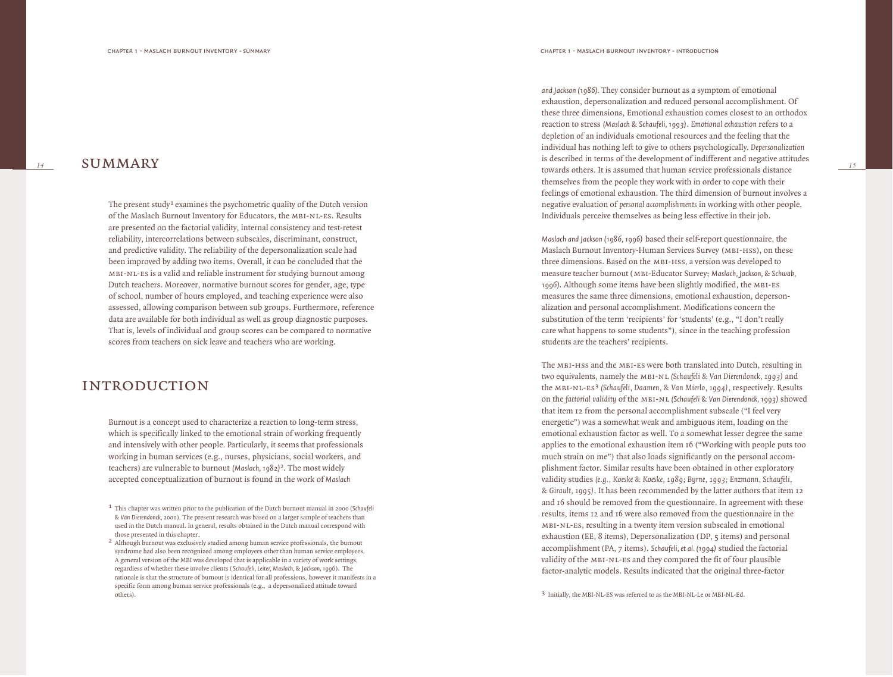# SUMMARY

The present study[1] examines the psychometric quality of the Dutch version of the Maslach Burnout Inventory for Educators, the MBI-NL-ES. Results are presented on the factorial validity, internal consistency and test-retest reliability, intercorrelations between subscales, discriminant, construct, and predictive validity. The reliability of the depersonalization scale had been improved by adding two items. Overall, it can be concluded that the MBI-NL-ES is a valid and reliable instrument for studying burnout among Dutch teachers. Moreover, normative burnout scores for gender, age, type of school, number of hours employed, and teaching experience were also assessed, allowing comparison between sub groups. Furthermore, reference data are available for both individual as well as group diagnostic purposes. That is, levels of individual and group scores can be compared to normative scores from teachers on sick leave and teachers who are working.

# INTRODUCTION

Burnout is a concept used to characterize a reaction to long-term stress, which is specifically linked to the emotional strain of working frequently and intensively with other people. Particularly, it seems that professionals working in human services (e.g., nurses, physicians, social workers, and teachers) are vulnerable to burnout *(Maslach, 1982)*[2]. The most widely accepted conceptualization of burnout is found in the work of *Maslach and Jackson (1986)*. They consider burnout as a symptom of emotional exhaustion, depersonalization and reduced personal accomplishment. Of these three dimensions, Emotional exhaustion comes closest to an orthodox reaction to stress *(Maslach & Schaufeli, 1993)*. *Emotional exhaustion* refers to a depletion of an individuals emotional resources and the feeling that the individual has nothing left to give to others psychologically. *Depersonalization* is described in terms of the development of indifferent and negative attitudes towards others. It is assumed that human service professionals distance themselves from the people they work with in order to cope with their feelings of emotional exhaustion. The third dimension of burnout involves a negative evaluation of *personal accomplishments* in working with other people. Individuals perceive themselves as being less effective in their job.

*Maslach and Jackson (1986, 1996)* based their self-report questionnaire, the Maslach Burnout Inventory-Human Services Survey (MBI-HSS), on these three dimensions. Based on the MBI-HSS, a version was developed to measure teacher burnout (MBI-Educator Survey; *Maslach, Jackson, & Schwab, 1996*). Although some items have been slightly modified, the MBI-ES measures the same three dimensions, emotional exhaustion, depersonalization and personal accomplishment. Modifications concern the substitution of the term 'recipients' for 'students' (e.g., "I don't really care what happens to some students"), since in the teaching profession students are the teachers' recipients.

The MBI-HSS and the MBI-ES were both translated into Dutch, resulting in two equivalents, namely the MBI-NL *(Schaufeli & Van Dierendonck, 1993)* and the MBI-NL-ES[3] *(Schaufeli, Daamen, & Van Mierlo, 1994)*, respectively. Results on the *factorial validity* of the MBI-NL *(Schaufeli & Van Dierendonck, 1993)* showed that item 12 from the personal accomplishment subscale ("I feel very energetic") was a somewhat weak and ambiguous item, loading on the emotional exhaustion factor as well. To a somewhat lesser degree the same applies to the emotional exhaustion item 16 ("Working with people puts too much strain on me") that also loads significantly on the personal accomplishment factor. Similar results have been obtained in other exploratory validity studies *(e.g., Koeske & Koeske, 1989; Byrne, 1993; Enzmann, Schaufeli, & Girault, 1995)*. It has been recommended by the latter authors that item 12 and 16 should be removed from the questionnaire. In agreement with these results, items 12 and 16 were also removed from the questionnaire in the MBI-NL-ES, resulting in a twenty item version subscaled in emotional exhaustion (EE, 8 items), Depersonalization (DP, 5 items) and personal accomplishment (PA, 7 items). *Schaufeli, et al. (1994)* studied the factorial validity of the MBI-NL-ES and they compared the fit of four plausible factor-analytic models. Results indicated that the original three-factor

[1] This chapter was written prior to the publication of the Dutch burnout manual in 2000 *(Schaufeli & Van Dierendonck, 2000)*. The present research was based on a larger sample of teachers than used in the Dutch manual. In general, results obtained in the Dutch manual correspond with those presented in this chapter.

[2] Although burnout was exclusively studied among human service professionals, the burnout syndrome had also been recognized among employees other than human service employees. A general version of the MBI was developed that is applicable in a variety of work settings, regardless of whether these involve clients (*Schaufeli, Leiter, Maslach, & Jackson, 1996*). The rationale is that the structure of burnout is identical for all professions, however it manifests in a specific form among human service professionals (e.g., a depersonalized attitude toward others).

[3] Initially, the MBI-NL-ES was referred to as the MBI-NL-Le or MBI-NL-Ed.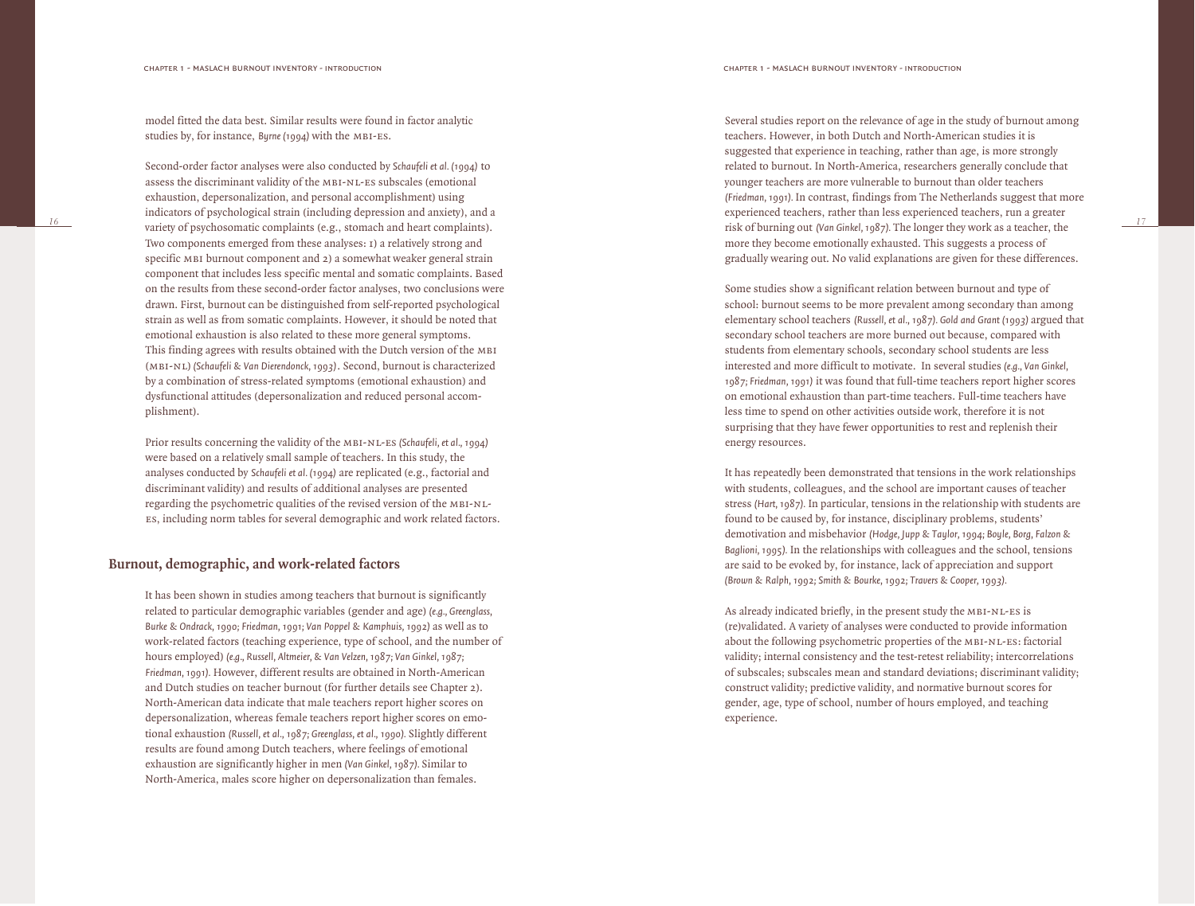model fitted the data best. Similar results were found in factor analytic studies by, for instance, *Byrne (1994)* with the MBI-ES.

Second-order factor analyses were also conducted by *Schaufeli et al. (1994)* to assess the discriminant validity of the MBI-NL-ES subscales (emotional exhaustion, depersonalization, and personal accomplishment) using indicators of psychological strain (including depression and anxiety), and a variety of psychosomatic complaints (e.g., stomach and heart complaints). Two components emerged from these analyses: 1) a relatively strong and specific MBI burnout component and 2) a somewhat weaker general strain component that includes less specific mental and somatic complaints. Based on the results from these second-order factor analyses, two conclusions were drawn. First, burnout can be distinguished from self-reported psychological strain as well as from somatic complaints. However, it should be noted that emotional exhaustion is also related to these more general symptoms. This finding agrees with results obtained with the Dutch version of the MBI (MBI-NL) *(Schaufeli & Van Dierendonck, 1993)*. Second, burnout is characterized by a combination of stress-related symptoms (emotional exhaustion) and dysfunctional attitudes (depersonalization and reduced personal accomplishment).

Prior results concerning the validity of the MBI-NL-ES *(Schaufeli, et al., 1994)* were based on a relatively small sample of teachers. In this study, the analyses conducted by *Schaufeli et al. (1994)* are replicated (e.g., factorial and discriminant validity) and results of additional analyses are presented regarding the psychometric qualities of the revised version of the MBI-NL-ES, including norm tables for several demographic and work related factors.

## Burnout, demographic, and work-related factors

It has been shown in studies among teachers that burnout is significantly related to particular demographic variables (gender and age) *(e.g., Greenglass, Burke & Ondrack, 1990; Friedman, 1991; Van Poppel & Kamphuis, 1992)* as well as to work-related factors (teaching experience, type of school, and the number of hours employed) *(e.g., Russell, Altmeier, & Van Velzen, 1987; Van Ginkel, 1987; Friedman, 1991)*. However, different results are obtained in North-American and Dutch studies on teacher burnout (for further details see Chapter 2). North-American data indicate that male teachers report higher scores on depersonalization, whereas female teachers report higher scores on emotional exhaustion *(Russell, et al., 1987; Greenglass, et al., 1990)*. Slightly different results are found among Dutch teachers, where feelings of emotional exhaustion are significantly higher in men *(Van Ginkel, 1987)*. Similar to North-America, males score higher on depersonalization than females.

Several studies report on the relevance of age in the study of burnout among teachers. However, in both Dutch and North-American studies it is suggested that experience in teaching, rather than age, is more strongly related to burnout. In North-America, researchers generally conclude that younger teachers are more vulnerable to burnout than older teachers *(Friedman, 1991)*. In contrast, findings from The Netherlands suggest that more experienced teachers, rather than less experienced teachers, run a greater risk of burning out *(Van Ginkel, 1987)*. The longer they work as a teacher, the more they become emotionally exhausted. This suggests a process of gradually wearing out. No valid explanations are given for these differences.

Some studies show a significant relation between burnout and type of school: burnout seems to be more prevalent among secondary than among elementary school teachers *(Russell, et al., 1987)*. *Gold and Grant (1993)* argued that secondary school teachers are more burned out because, compared with students from elementary schools, secondary school students are less interested and more difficult to motivate. In several studies *(e.g., Van Ginkel, 1987; Friedman, 1991)* it was found that full-time teachers report higher scores on emotional exhaustion than part-time teachers. Full-time teachers have less time to spend on other activities outside work, therefore it is not surprising that they have fewer opportunities to rest and replenish their energy resources.

It has repeatedly been demonstrated that tensions in the work relationships with students, colleagues, and the school are important causes of teacher stress *(Hart, 1987)*. In particular, tensions in the relationship with students are found to be caused by, for instance, disciplinary problems, students' demotivation and misbehavior *(Hodge, Jupp & Taylor, 1994; Boyle, Borg, Falzon & Baglioni, 1995)*. In the relationships with colleagues and the school, tensions are said to be evoked by, for instance, lack of appreciation and support *(Brown & Ralph, 1992; Smith & Bourke, 1992; Travers & Cooper, 1993)*.

As already indicated briefly, in the present study the MBI-NL-ES is (re)validated. A variety of analyses were conducted to provide information about the following psychometric properties of the MBI-NL-ES: factorial validity; internal consistency and the test-retest reliability; intercorrelations of subscales; subscales mean and standard deviations; discriminant validity; construct validity; predictive validity, and normative burnout scores for gender, age, type of school, number of hours employed, and teaching experience.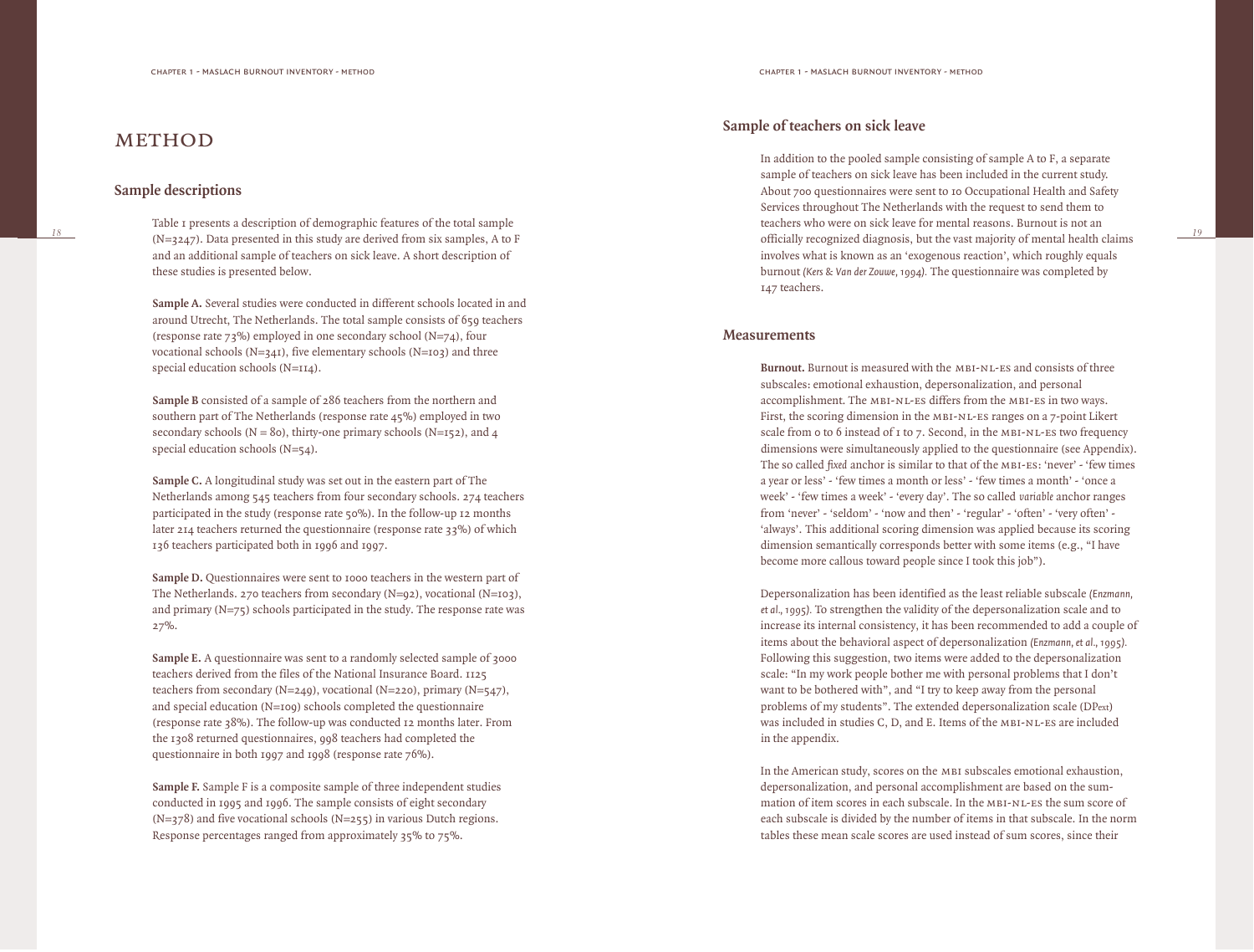# METHOD

## Sample descriptions

Table 1 presents a description of demographic features of the total sample (N=3247). Data presented in this study are derived from six samples, A to F and an additional sample of teachers on sick leave. A short description of these studies is presented below.

**Sample A.** Several studies were conducted in different schools located in and around Utrecht, The Netherlands. The total sample consists of 659 teachers (response rate 73%) employed in one secondary school (N=74), four vocational schools (N=341), five elementary schools (N=103) and three special education schools (N=114).

**Sample B** consisted of a sample of 286 teachers from the northern and southern part of The Netherlands (response rate 45%) employed in two secondary schools (N = 80), thirty-one primary schools (N=152), and 4 special education schools (N=54).

**Sample C.** A longitudinal study was set out in the eastern part of The Netherlands among 545 teachers from four secondary schools. 274 teachers participated in the study (response rate 50%). In the follow-up 12 months later 214 teachers returned the questionnaire (response rate 33%) of which 136 teachers participated both in 1996 and 1997.

**Sample D.** Questionnaires were sent to 1000 teachers in the western part of The Netherlands. 270 teachers from secondary (N=92), vocational (N=103), and primary (N=75) schools participated in the study. The response rate was 27%.

**Sample E.** A questionnaire was sent to a randomly selected sample of 3000 teachers derived from the files of the National Insurance Board. 1125 teachers from secondary (N=249), vocational (N=220), primary (N=547), and special education (N=109) schools completed the questionnaire (response rate 38%). The follow-up was conducted 12 months later. From the 1308 returned questionnaires, 998 teachers had completed the questionnaire in both 1997 and 1998 (response rate 76%).

**Sample F.** Sample F is a composite sample of three independent studies conducted in 1995 and 1996. The sample consists of eight secondary (N=378) and five vocational schools (N=255) in various Dutch regions. Response percentages ranged from approximately 35% to 75%.

## Sample of teachers on sick leave

In addition to the pooled sample consisting of sample A to F, a separate sample of teachers on sick leave has been included in the current study. About 700 questionnaires were sent to 10 Occupational Health and Safety Services throughout The Netherlands with the request to send them to teachers who were on sick leave for mental reasons. Burnout is not an officially recognized diagnosis, but the vast majority of mental health claims involves what is known as an 'exogenous reaction', which roughly equals burnout *(Kers & Van der Zouwe, 1994)*. The questionnaire was completed by 147 teachers.

## Measurements

**Burnout.** Burnout is measured with the MBI-NL-ES and consists of three subscales: emotional exhaustion, depersonalization, and personal accomplishment. The MBI-NL-ES differs from the MBI-ES in two ways. First, the scoring dimension in the MBI-NL-ES ranges on a 7-point Likert scale from 0 to 6 instead of 1 to 7. Second, in the MBI-NL-ES two frequency dimensions were simultaneously applied to the questionnaire (see Appendix). The so called *fixed* anchor is similar to that of the MBI-ES: 'never' - 'few times a year or less' - 'few times a month or less' - 'few times a month' - 'once a week' - 'few times a week' - 'every day'. The so called *variable* anchor ranges from 'never' - 'seldom' - 'now and then' - 'regular' - 'often' - 'very often' - 'always'. This additional scoring dimension was applied because its scoring dimension semantically corresponds better with some items (e.g., "I have become more callous toward people since I took this job").

Depersonalization has been identified as the least reliable subscale *(Enzmann, et al., 1995)*. To strengthen the validity of the depersonalization scale and to increase its internal consistency, it has been recommended to add a couple of items about the behavioral aspect of depersonalization *(Enzmann, et al., 1995)*. Following this suggestion, two items were added to the depersonalization scale: "In my work people bother me with personal problems that I don't want to be bothered with", and "I try to keep away from the personal problems of my students". The extended depersonalization scale ($DP_{ext}$) was included in studies C, D, and E. Items of the MBI-NL-ES are included in the appendix.

In the American study, scores on the MBI subscales emotional exhaustion, depersonalization, and personal accomplishment are based on the summation of item scores in each subscale. In the MBI-NL-ES the sum score of each subscale is divided by the number of items in that subscale. In the norm tables these mean scale scores are used instead of sum scores, since their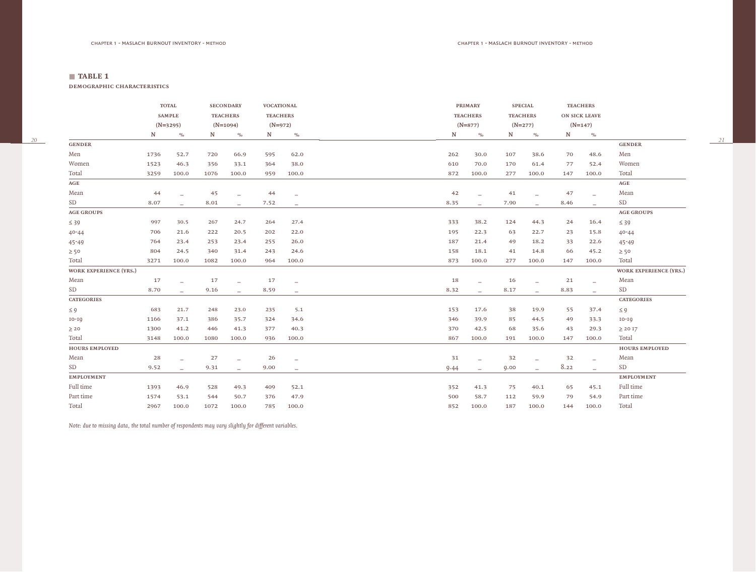■ **TABLE 1**

**DEMOGRAPHIC CHARACTERISTICS**

| | TOTAL SAMPLE (N=3295) | | SECONDARY TEACHERS (N=1094) | | VOCATIONAL TEACHERS (N=972) | | PRIMARY TEACHERS (N=877) | | SPECIAL TEACHERS (N=277) | | TEACHERS ON SICK LEAVE (N=147) | | |
|---|---|---|---|---|---|---|---|---|---|---|---|---|---|
| | N | % | N | % | N | % | N | % | N | % | N | % | |
| **GENDER** | | | | | | | | | | | | | **GENDER** |
| Men | 1736 | 52.7 | 720 | 66.9 | 595 | 62.0 | 262 | 30.0 | 107 | 38.6 | 70 | 48.6 | Men |
| Women | 1523 | 46.3 | 356 | 33.1 | 364 | 38.0 | 610 | 70.0 | 170 | 61.4 | 77 | 52.4 | Women |
| Total | 3259 | 100.0 | 1076 | 100.0 | 959 | 100.0 | 872 | 100.0 | 277 | 100.0 | 147 | 100.0 | Total |
| **AGE** | | | | | | | | | | | | | **AGE** |
| Mean | 44 | _ | 45 | _ | 44 | _ | 42 | _ | 41 | _ | 47 | _ | Mean |
| SD | 8.07 | _ | 8.01 | _ | 7.52 | _ | 8.35 | _ | 7.90 | _ | 8.46 | _ | SD |
| **AGE GROUPS** | | | | | | | | | | | | | **AGE GROUPS** |
| ≤ 39 | 997 | 30.5 | 267 | 24.7 | 264 | 27.4 | 333 | 38.2 | 124 | 44.3 | 24 | 16.4 | ≤ 39 |
| 40-44 | 706 | 21.6 | 222 | 20.5 | 202 | 22.0 | 195 | 22.3 | 63 | 22.7 | 23 | 15.8 | 40-44 |
| 45-49 | 764 | 23.4 | 253 | 23.4 | 255 | 26.0 | 187 | 21.4 | 49 | 18.2 | 33 | 22.6 | 45-49 |
| ≥ 50 | 804 | 24.5 | 340 | 31.4 | 243 | 24.6 | 158 | 18.1 | 41 | 14.8 | 66 | 45.2 | ≥ 50 |
| Total | 3271 | 100.0 | 1082 | 100.0 | 964 | 100.0 | 873 | 100.0 | 277 | 100.0 | 147 | 100.0 | Total |
| **WORK EXPERIENCE (YRS.)** | | | | | | | | | | | | | **WORK EXPERIENCE (YRS.)** |
| Mean | 17 | _ | 17 | _ | 17 | _ | 18 | _ | 16 | _ | 21 | _ | Mean |
| SD | 8.70 | _ | 9.16 | _ | 8.59 | _ | 8.32 | _ | 8.17 | _ | 8.83 | _ | SD |
| **CATEGORIES** | | | | | | | | | | | | | **CATEGORIES** |
| ≤ 9 | 683 | 21.7 | 248 | 23.0 | 235 | 5.1 | 153 | 17.6 | 38 | 19.9 | 55 | 37.4 | ≤ 9 |
| 10-19 | 1166 | 37.1 | 386 | 35.7 | 324 | 34.6 | 346 | 39.9 | 85 | 44.5 | 49 | 33.3 | 10-19 |
| ≥ 20 | 1300 | 41.2 | 446 | 41.3 | 377 | 40.3 | 370 | 42.5 | 68 | 35.6 | 43 | 29.3 | ≥ 20 17 |
| Total | 3148 | 100.0 | 1080 | 100.0 | 936 | 100.0 | 867 | 100.0 | 191 | 100.0 | 147 | 100.0 | Total |
| **HOURS EMPLOYED** | | | | | | | | | | | | | **HOURS EMPLOYED** |
| Mean | 28 | _ | 27 | _ | 26 | _ | 31 | _ | 32 | _ | 32 | _ | Mean |
| SD | 9.52 | _ | 9.31 | _ | 9.00 | _ | 9.44 | _ | 9.00 | _ | 8.22 | _ | SD |
| **EMPLOYMENT** | | | | | | | | | | | | | **EMPLOYMENT** |
| Full time | 1393 | 46.9 | 528 | 49.3 | 409 | 52.1 | 352 | 41.3 | 75 | 40.1 | 65 | 45.1 | Full time |
| Part time | 1574 | 53.1 | 544 | 50.7 | 376 | 47.9 | 500 | 58.7 | 112 | 59.9 | 79 | 54.9 | Part time |
| Total | 2967 | 100.0 | 1072 | 100.0 | 785 | 100.0 | 852 | 100.0 | 187 | 100.0 | 144 | 100.0 | Total |

*Note: due to missing data, the total number of respondents may vary slightly for different variables.*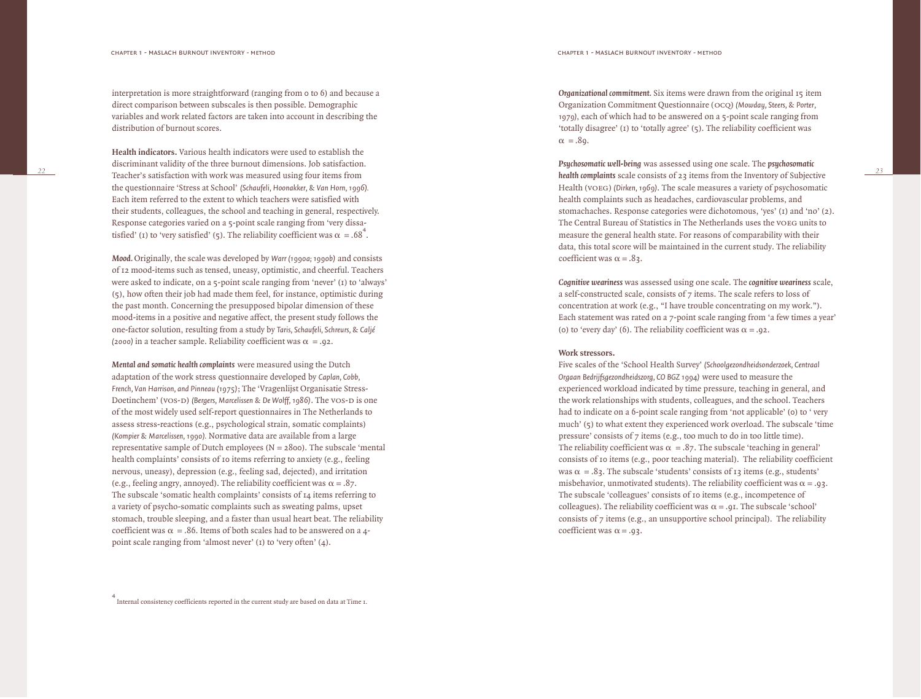interpretation is more straightforward (ranging from 0 to 6) and because a direct comparison between subscales is then possible. Demographic variables and work related factors are taken into account in describing the distribution of burnout scores.

**Health indicators.** Various health indicators were used to establish the discriminant validity of the three burnout dimensions. Job satisfaction. Teacher's satisfaction with work was measured using four items from the questionnaire 'Stress at School' *(Schaufeli, Hoonakker, & Van Horn, 1996).* Each item referred to the extent to which teachers were satisfied with their students, colleagues, the school and teaching in general, respectively. Response categories varied on a 5-point scale ranging from 'very dissatisfied' (1) to 'very satisfied' (5). The reliability coefficient was $\alpha = .68$[4].

***Mood.*** Originally, the scale was developed by *Warr (1990a; 1990b)* and consists of 12 mood-items such as tensed, uneasy, optimistic, and cheerful. Teachers were asked to indicate, on a 5-point scale ranging from 'never' (1) to 'always' (5), how often their job had made them feel, for instance, optimistic during the past month. Concerning the presupposed bipolar dimension of these mood-items in a positive and negative affect, the present study follows the one-factor solution, resulting from a study by *Taris, Schaufeli, Schreurs, & Caljé (2000)* in a teacher sample. Reliability coefficient was $\alpha = .92$.

***Mental and somatic health complaints*** were measured using the Dutch adaptation of the work stress questionnaire developed by *Caplan, Cobb, French, Van Harrison, and Pinneau (1975)*; The 'Vragenlijst Organisatie Stress-Doetinchem' (VOS-D) *(Bergers, Marcelissen & De Wolff, 1986)*. The VOS-D is one of the most widely used self-report questionnaires in The Netherlands to assess stress-reactions (e.g., psychological strain, somatic complaints) *(Kompier & Marcelissen, 1990).* Normative data are available from a large representative sample of Dutch employees (N = 2800). The subscale 'mental health complaints' consists of 10 items referring to anxiety (e.g., feeling nervous, uneasy), depression (e.g., feeling sad, dejected), and irritation (e.g., feeling angry, annoyed). The reliability coefficient was $\alpha = .87$. The subscale 'somatic health complaints' consists of 14 items referring to a variety of psycho-somatic complaints such as sweating palms, upset stomach, trouble sleeping, and a faster than usual heart beat. The reliability coefficient was $\alpha = .86$. Items of both scales had to be answered on a 4-point scale ranging from 'almost never' (1) to 'very often' (4).

[4] Internal consistency coefficients reported in the current study are based on data at Time 1.

***Organizational commitment.*** Six items were drawn from the original 15 item Organization Commitment Questionnaire (OCQ) *(Mowday, Steers, & Porter, 1979)*, each of which had to be answered on a 5-point scale ranging from 'totally disagree' (1) to 'totally agree' (5). The reliability coefficient was $\alpha = .89$.

***Psychosomatic well-being*** was assessed using one scale. The ***psychosomatic health complaints*** scale consists of 23 items from the Inventory of Subjective Health (VOEG) *(Dirken, 1969)*. The scale measures a variety of psychosomatic health complaints such as headaches, cardiovascular problems, and stomachaches. Response categories were dichotomous, 'yes' (1) and 'no' (2). The Central Bureau of Statistics in The Netherlands uses the VOEG units to measure the general health state. For reasons of comparability with their data, this total score will be maintained in the current study. The reliability coefficient was $\alpha = .83$.

***Cognitive weariness*** was assessed using one scale. The ***cognitive weariness*** scale, a self-constructed scale, consists of 7 items. The scale refers to loss of concentration at work (e.g., "I have trouble concentrating on my work."). Each statement was rated on a 7-point scale ranging from 'a few times a year' (0) to 'every day' (6). The reliability coefficient was $\alpha = .92$.

**Work stressors.**
Five scales of the 'School Health Survey' *(Schoolgezondheidsonderzoek, Centraal Orgaan Bedrijfsgezondheidszorg, CO BGZ 1994)* were used to measure the experienced workload indicated by time pressure, teaching in general, and the work relationships with students, colleagues, and the school. Teachers had to indicate on a 6-point scale ranging from 'not applicable' (0) to ' very much' (5) to what extent they experienced work overload. The subscale 'time pressure' consists of 7 items (e.g., too much to do in too little time). The reliability coefficient was $\alpha = .87$. The subscale 'teaching in general' consists of 10 items (e.g., poor teaching material). The reliability coefficient was $\alpha = .83$. The subscale 'students' consists of 13 items (e.g., students' misbehavior, unmotivated students). The reliability coefficient was $\alpha = .93$. The subscale 'colleagues' consists of 10 items (e.g., incompetence of colleagues). The reliability coefficient was $\alpha = .91$. The subscale 'school' consists of 7 items (e.g., an unsupportive school principal). The reliability coefficient was $\alpha = .93$.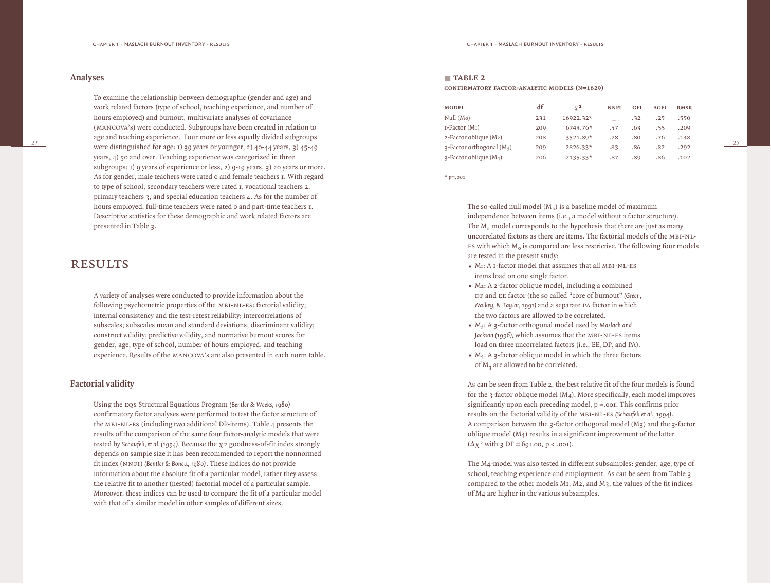## Analyses

To examine the relationship between demographic (gender and age) and work related factors (type of school, teaching experience, and number of hours employed) and burnout, multivariate analyses of covariance (MANCOVA's) were conducted. Subgroups have been created in relation to age and teaching experience. Four more or less equally divided subgroups were distinguished for age: 1) 39 years or younger, 2) 40-44 years, 3) 45-49 years, 4) 50 and over. Teaching experience was categorized in three subgroups: 1) 9 years of experience or less, 2) 9-19 years, 3) 20 years or more. As for gender, male teachers were rated 0 and female teachers 1. With regard to type of school, secondary teachers were rated 1, vocational teachers 2, primary teachers 3, and special education teachers 4. As for the number of hours employed, full-time teachers were rated 0 and part-time teachers 1. Descriptive statistics for these demographic and work related factors are presented in Table 3.

# RESULTS

A variety of analyses were conducted to provide information about the following psychometric properties of the MBI-NL-ES: factorial validity; internal consistency and the test-retest reliability; intercorrelations of subscales; subscales mean and standard deviations; discriminant validity; construct validity; predictive validity, and normative burnout scores for gender, age, type of school, number of hours employed, and teaching experience. Results of the MANCOVA's are also presented in each norm table.

## Factorial validity

Using the EQS Structural Equations Program *(Bentler & Weeks, 1980)* confirmatory factor analyses were performed to test the factor structure of the MBI-NL-ES (including two additional DP-items). Table 4 presents the results of the comparison of the same four factor-analytic models that were tested by *Schaufeli, et al. (1994)*. Because the $\chi 2$ goodness-of-fit index strongly depends on sample size it has been recommended to report the nonnormed fit index (NNFI) *(Bentler & Bonett, 1980)*. These indices do not provide information about the absolute fit of a particular model, rather they assess the relative fit to another (nested) factorial model of a particular sample. Moreover, these indices can be used to compare the fit of a particular model with that of a similar model in other samples of different sizes.

**TABLE 2**

**CONFIRMATORY FACTOR-ANALYTIC MODELS (N=1629)**

| MODEL | df | $\chi^2$ | NNFI | GFI | AGFI | RMSR |
|---|---|---|---|---|---|---|
| Null (Mo) | 231 | 16922.32* | _ | .32 | .25 | .550 |
| 1-Factor (M1) | 209 | 6743.76* | .57 | .63 | .55 | .209 |
| 2-Factor oblique (M2) | 208 | 3521.89* | .78 | .80 | .76 | .148 |
| 3-Factor orthogonal (M3) | 209 | 2826.33* | .83 | .86 | .82 | .292 |
| 3-Factor oblique (M4) | 206 | 2135.33* | .87 | .89 | .86 | .102 |

\* $p=.001$

The so-called null model ($M_0$) is a baseline model of maximum independence between items (i.e., a model without a factor structure). The $M_0$ model corresponds to the hypothesis that there are just as many uncorrelated factors as there are items. The factorial models of the MBI-NL-ES with which $M_0$ is compared are less restrictive. The following four models are tested in the present study:

- M1: A 1-factor model that assumes that all MBI-NL-ES items load on one single factor.
- M2: A 2-factor oblique model, including a combined DP and EE factor (the so called "core of burnout" *(Green, Walkey, & Taylor, 1991)* and a separate PA factor in which the two factors are allowed to be correlated.
- M3: A 3-factor orthogonal model used by *Maslach and Jackson (1996)*, which assumes that the MBI-NL-ES items load on three uncorrelated factors (i.e., EE, DP, and PA).
- M4: A 3-factor oblique model in which the three factors of $M_3$ are allowed to be correlated.

As can be seen from Table 2, the best relative fit of the four models is found for the 3-factor oblique model (M4). More specifically, each model improves significantly upon each preceding model, p =.001. This confirms prior results on the factorial validity of the MBI-NL-ES *(Schaufeli et al., 1994)*. A comparison between the 3-factor orthogonal model (M3) and the 3-factor oblique model (M4) results in a significant improvement of the latter ($\Delta\chi^2$ with 3 DF = 691.00, p < .001).

The M4-model was also tested in different subsamples: gender, age, type of school, teaching experience and employment. As can be seen from Table 3 compared to the other models M1, M2, and M3, the values of the fit indices of M4 are higher in the various subsamples.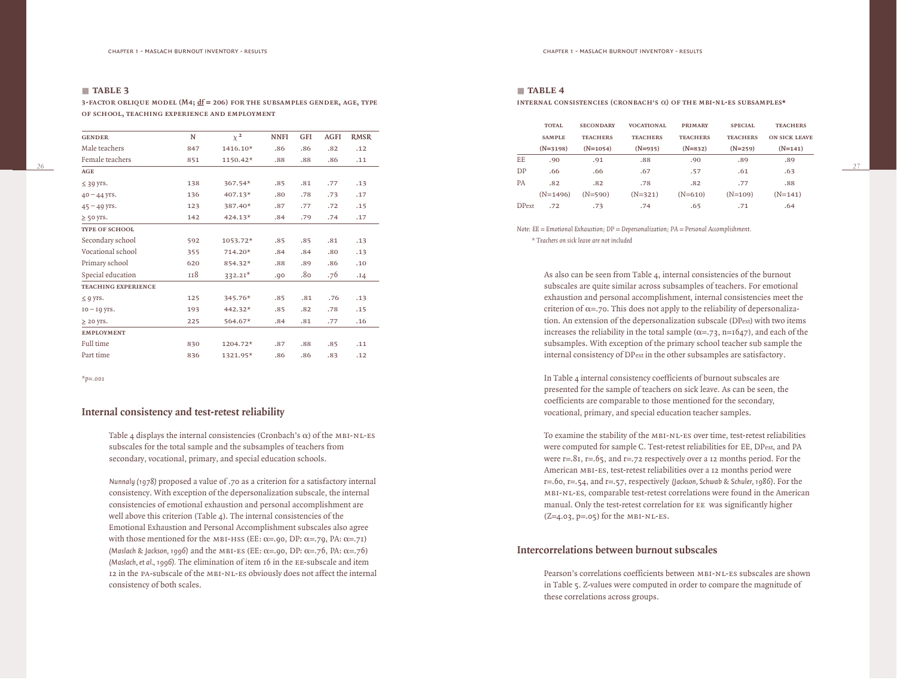### ■ TABLE 3

**3-FACTOR OBLIQUE MODEL (M4; df = 206) FOR THE SUBSAMPLES GENDER, AGE, TYPE OF SCHOOL, TEACHING EXPERIENCE AND EMPLOYMENT**

| GENDER | N | $\chi^2$ | NNFI | GFI | AGFI | RMSR |
|---|---|---|---|---|---|---|
| Male teachers | 847 | 1416.10* | .86 | .86 | .82 | .12 |
| Female teachers | 851 | 1150.42* | .88 | .88 | .86 | .11 |
| **AGE** | | | | | | |
| ≤ 39 yrs. | 138 | 367.54* | .85 | .81 | .77 | .13 |
| 40 – 44 yrs. | 136 | 407.13* | .80 | .78 | .73 | .17 |
| 45 – 49 yrs. | 123 | 387.40* | .87 | .77 | .72 | .15 |
| ≥ 50 yrs. | 142 | 424.13* | .84 | .79 | .74 | .17 |
| **TYPE OF SCHOOL** | | | | | | |
| Secondary school | 592 | 1053.72* | .85 | .85 | .81 | .13 |
| Vocational school | 355 | 714.20* | .84 | .84 | .80 | .13 |
| Primary school | 620 | 854.32* | .88 | .89 | .86 | .10 |
| Special education | 118 | 332.21* | .90 | .80 | .76 | .14 |
| **TEACHING EXPERIENCE** | | | | | | |
| ≤ 9 yrs. | 125 | 345.76* | .85 | .81 | .76 | .13 |
| 10 – 19 yrs. | 193 | 442.32* | .85 | .82 | .78 | .15 |
| ≥ 20 yrs. | 225 | 564.67* | .84 | .81 | .77 | .16 |
| **EMPLOYMENT** | | | | | | |
| Full time | 830 | 1204.72* | .87 | .88 | .85 | .11 |
| Part time | 836 | 1321.95* | .86 | .86 | .83 | .12 |

*p=.001

## Internal consistency and test-retest reliability

Table 4 displays the internal consistencies (Cronbach's α) of the MBI-NL-ES subscales for the total sample and the subsamples of teachers from secondary, vocational, primary, and special education schools.

*Nunnaly (1978)* proposed a value of .70 as a criterion for a satisfactory internal consistency. With exception of the depersonalization subscale, the internal consistencies of emotional exhaustion and personal accomplishment are well above this criterion (Table 4). The internal consistencies of the Emotional Exhaustion and Personal Accomplishment subscales also agree with those mentioned for the MBI-HSS (EE: α=.90, DP: α=.79, PA: α=.71) *(Maslach & Jackson, 1996)* and the MBI-ES (EE: α=.90, DP: α=.76, PA: α=.76) *(Maslach, et al., 1996)*. The elimination of item 16 in the EE-subscale and item 12 in the PA-subscale of the MBI-NL-ES obviously does not affect the internal consistency of both scales.

### ■ TABLE 4

**INTERNAL CONSISTENCIES (CRONBACH'S α) OF THE MBI-NL-ES SUBSAMPLES***

| | TOTAL SAMPLE (N=3198) | SECONDARY TEACHERS (N=1054) | VOCATIONAL TEACHERS (N=935) | PRIMARY TEACHERS (N=832) | SPECIAL TEACHERS (N=259) | TEACHERS ON SICK LEAVE (N=141) |
|---|---|---|---|---|---|---|
| EE | .90 | .91 | .88 | .90 | .89 | .89 |
| DP | .66 | .66 | .67 | .57 | .61 | .63 |
| PA | .82 | .82 | .78 | .82 | .77 | .88 |
| | (N=1496) | (N=590) | (N=321) | (N=610) | (N=109) | (N=141) |
| DPext | .72 | .73 | .74 | .65 | .71 | .64 |

*Note: EE = Emotional Exhaustion; DP = Depersonalization; PA = Personal Accomplishment.*
*\* Teachers on sick leave are not included*

As also can be seen from Table 4, internal consistencies of the burnout subscales are quite similar across subsamples of teachers. For emotional exhaustion and personal accomplishment, internal consistencies meet the criterion of α=.70. This does not apply to the reliability of depersonalization. An extension of the depersonalization subscale ($DP_{ext}$) with two items increases the reliability in the total sample (α=.73, n=1647), and each of the subsamples. With exception of the primary school teacher sub sample the internal consistency of $DP_{ext}$ in the other subsamples are satisfactory.

In Table 4 internal consistency coefficients of burnout subscales are presented for the sample of teachers on sick leave. As can be seen, the coefficients are comparable to those mentioned for the secondary, vocational, primary, and special education teacher samples.

To examine the stability of the MBI-NL-ES over time, test-retest reliabilities were computed for sample C. Test-retest reliabilities for EE, $DP_{ext}$, and PA were r=.81, r=.65, and r=.72 respectively over a 12 months period. For the American MBI-ES, test-retest reliabilities over a 12 months period were r=.60, r=.54, and r=.57, respectively *(Jackson, Schwab & Schuler, 1986)*. For the MBI-NL-ES, comparable test-retest correlations were found in the American manual. Only the test-retest correlation for EE was significantly higher (Z=4.03, p=.05) for the MBI-NL-ES.

## Intercorrelations between burnout subscales

Pearson's correlations coefficients between MBI-NL-ES subscales are shown in Table 5. Z-values were computed in order to compare the magnitude of these correlations across groups.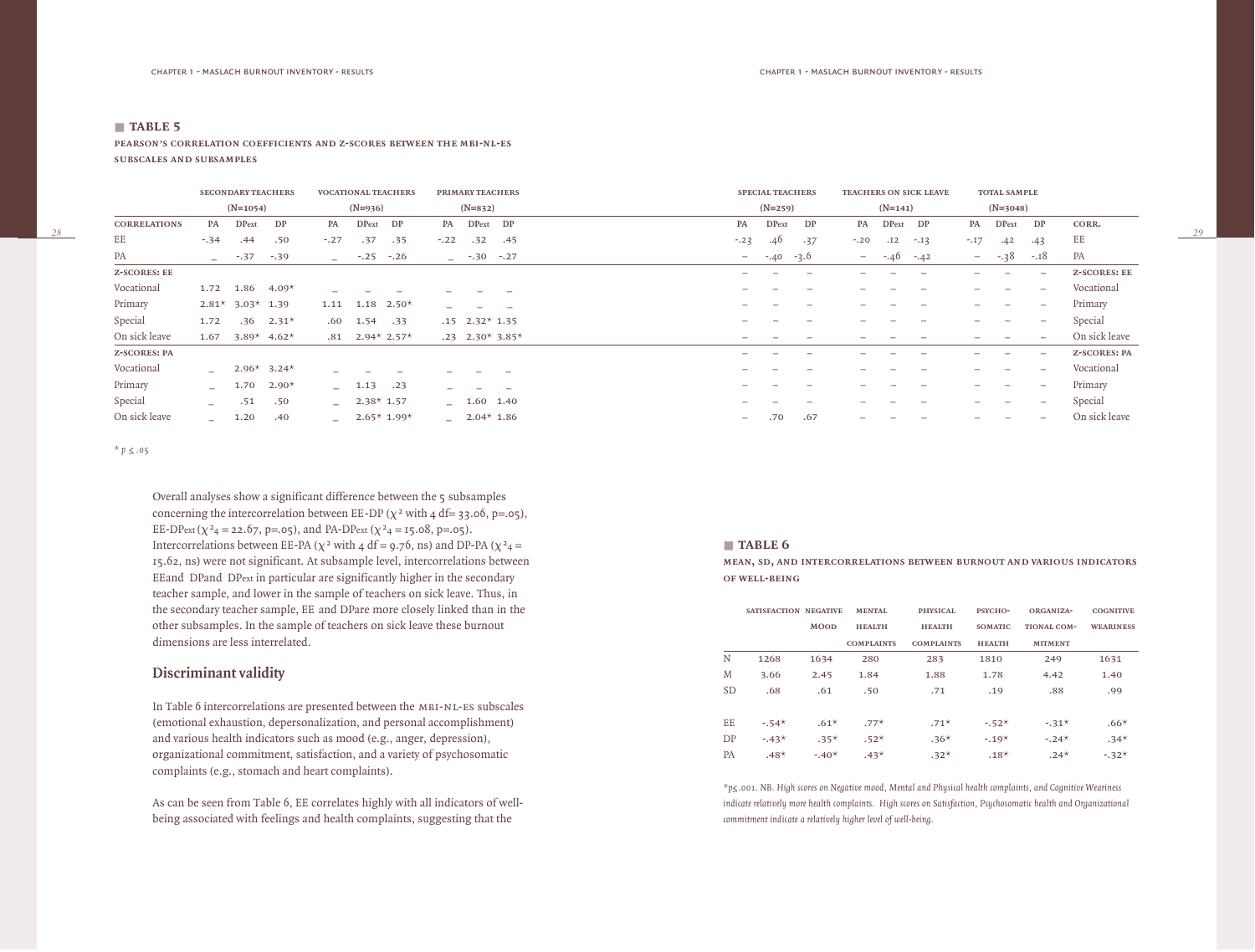■ **TABLE 5**

**PEARSON'S CORRELATION COEFFICIENTS AND Z-SCORES BETWEEN THE MBI-NL-ES SUBSCALES AND SUBSAMPLES**

| | SECONDARY TEACHERS (N=1054) | | | VOCATIONAL TEACHERS (N=936) | | | PRIMARY TEACHERS (N=832) | | | SPECIAL TEACHERS (N=259) | | | TEACHERS ON SICK LEAVE (N=141) | | | TOTAL SAMPLE (N=3048) | | | |
|---|---|---|---|---|---|---|---|---|---|---|---|---|---|---|---|---|---|---|---|
| CORRELATIONS | PA | DPext | DP | PA | DPext | DP | PA | DPext | DP | PA | DPext | DP | PA | DPext | DP | PA | DPext | DP | CORR. |
| EE | -.34 | .44 | .50 | -.27 | .37 | .35 | -.22 | .32 | .45 | -.23 | .46 | .37 | -.20 | .12 | -.13 | -.17 | .42 | .43 | EE |
| PA | _ | -.37 | -.39 | _ | -.25 | -.26 | _ | -.30 | -.27 | – | -.40 | -3.6 | – | -.46 | -.42 | – | -.38 | -.18 | PA |
| **Z-SCORES: EE** | | | | | | | | | | – | – | – | – | – | – | – | – | – | **Z-SCORES: EE** |
| Vocational | 1.72 | 1.86 | 4.09* | _ | _ | _ | _ | _ | _ | – | – | – | – | – | – | – | – | – | Vocational |
| Primary | 2.81* | 3.03* | 1.39 | 1.11 | 1.18 | 2.50* | _ | _ | _ | – | – | – | – | – | – | – | – | – | Primary |
| Special | 1.72 | .36 | 2.31* | .60 | 1.54 | .33 | .15 | 2.32* | 1.35 | – | – | – | – | – | – | – | – | – | Special |
| On sick leave | 1.67 | 3.89* | 4.62* | .81 | 2.94* | 2.57* | .23 | 2.30* | 3.85* | – | – | – | – | – | – | – | – | – | On sick leave |
| **Z-SCORES: PA** | | | | | | | | | | – | – | – | – | – | – | – | – | – | **Z-SCORES: PA** |
| Vocational | _ | 2.96* | 3.24* | _ | _ | _ | _ | _ | _ | – | – | – | – | – | – | – | – | – | Vocational |
| Primary | _ | 1.70 | 2.90* | _ | 1.13 | .23 | _ | _ | _ | – | – | – | – | – | – | – | – | – | Primary |
| Special | _ | .51 | .50 | _ | 2.38* | 1.57 | _ | 1.60 | 1.40 | – | – | – | – | – | – | – | – | – | Special |
| On sick leave | _ | 1.20 | .40 | _ | 2.65* | 1.99* | _ | 2.04* | 1.86 | – | .70 | .67 | – | – | – | – | – | – | On sick leave |

\* $p \leq .05$

Overall analyses show a significant difference between the 5 subsamples concerning the intercorrelation between EE-DP ($\chi^2$ with 4 df= 33.06, p=.05), EE-DPext ($\chi^2_4$ = 22.67, p=.05), and PA-DPext ($\chi^2_4$ = 15.08, p=.05). Intercorrelations between EE-PA ($\chi^2$ with 4 df = 9.76, ns) and DP-PA ($\chi^2_4$ = 15.62, ns) were not significant. At subsample level, intercorrelations between EEand DPand DPext in particular are significantly higher in the secondary teacher sample, and lower in the sample of teachers on sick leave. Thus, in the secondary teacher sample, EE and DPare more closely linked than in the other subsamples. In the sample of teachers on sick leave these burnout dimensions are less interrelated.

## Discriminant validity

In Table 6 intercorrelations are presented between the MBI-NL-ES subscales (emotional exhaustion, depersonalization, and personal accomplishment) and various health indicators such as mood (e.g., anger, depression), organizational commitment, satisfaction, and a variety of psychosomatic complaints (e.g., stomach and heart complaints).

As can be seen from Table 6, EE correlates highly with all indicators of well-being associated with feelings and health complaints, suggesting that the

■ **TABLE 6**

**MEAN, SD, AND INTERCORRELATIONS BETWEEN BURNOUT AND VARIOUS INDICATORS OF WELL-BEING**

| | SATISFACTION | NEGATIVE MOOD | MENTAL HEALTH COMPLAINTS | PHYSICAL HEALTH COMPLAINTS | PSYCHO-SOMATIC HEALTH | ORGANIZA-TIONAL COM-MITMENT | COGNITIVE WEARINESS |
|---|---|---|---|---|---|---|---|
| N | 1268 | 1634 | 280 | 283 | 1810 | 249 | 1631 |
| M | 3.66 | 2.45 | 1.84 | 1.88 | 1.78 | 4.42 | 1.40 |
| SD | .68 | .61 | .50 | .71 | .19 | .88 | .99 |
| EE | -.54* | .61* | .77* | .71* | -.52* | -.31* | .66* |
| DP | -.43* | .35* | .52* | .36* | -.19* | -.24* | .34* |
| PA | .48* | -.40* | .43* | .32* | .18* | .24* | -.32* |

\*$p \leq .001$. *NB. High scores on Negative mood, Mental and Physical health complaints, and Cognitive Weariness indicate relatively more health complaints. High scores on Satisfaction, Psychosomatic health and Organizational commitment indicate a relatively higher level of well-being.*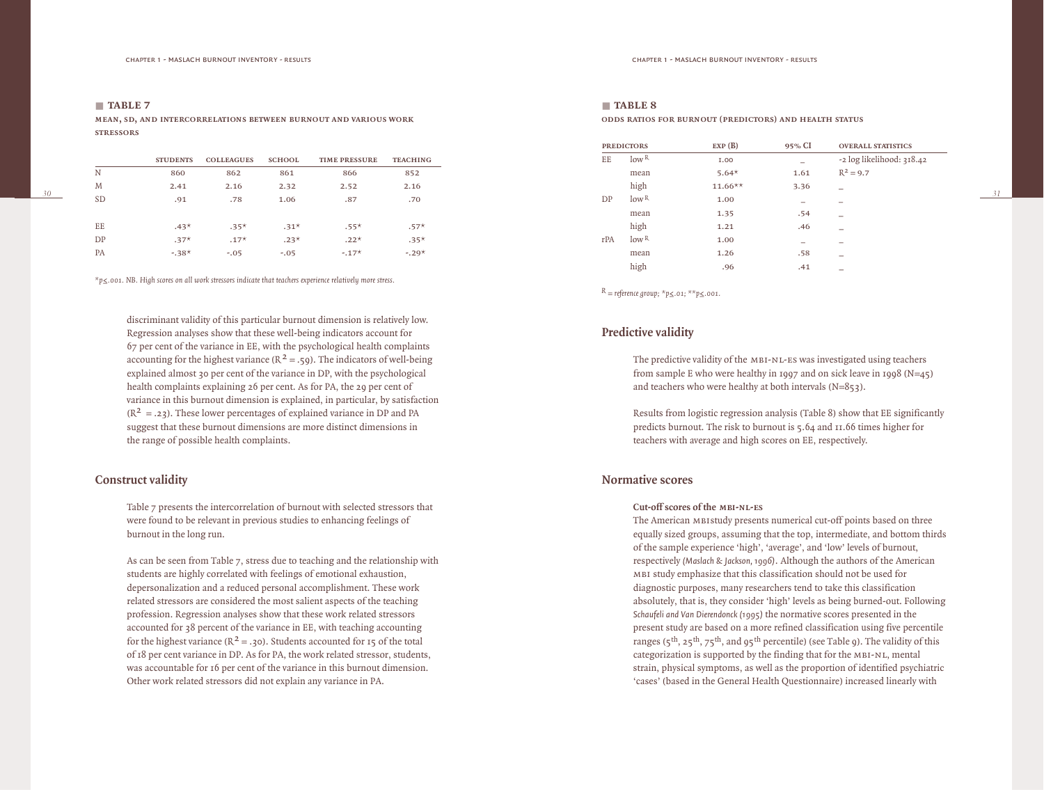■ **TABLE 7**

**MEAN, SD, AND INTERCORRELATIONS BETWEEN BURNOUT AND VARIOUS WORK STRESSORS**

| | STUDENTS | COLLEAGUES | SCHOOL | TIME PRESSURE | TEACHING |
|---|---|---|---|---|---|
| N | 860 | 862 | 861 | 866 | 852 |
| M | 2.41 | 2.16 | 2.32 | 2.52 | 2.16 |
| SD | .91 | .78 | 1.06 | .87 | .70 |
| EE | .43* | .35* | .31* | .55* | .57* |
| DP | .37* | .17* | .23* | .22* | .35* |
| PA | -.38* | -.05 | -.05 | -.17* | -.29* |

*$p \leq .001$. *NB. High scores on all work stressors indicate that teachers experience relatively more stress.*

discriminant validity of this particular burnout dimension is relatively low. Regression analyses show that these well-being indicators account for 67 per cent of the variance in EE, with the psychological health complaints accounting for the highest variance ($R^2 = .59$). The indicators of well-being explained almost 30 per cent of the variance in DP, with the psychological health complaints explaining 26 per cent. As for PA, the 29 per cent of variance in this burnout dimension is explained, in particular, by satisfaction ($R^2 = .23$). These lower percentages of explained variance in DP and PA suggest that these burnout dimensions are more distinct dimensions in the range of possible health complaints.

## Construct validity

Table 7 presents the intercorrelation of burnout with selected stressors that were found to be relevant in previous studies to enhancing feelings of burnout in the long run.

As can be seen from Table 7, stress due to teaching and the relationship with students are highly correlated with feelings of emotional exhaustion, depersonalization and a reduced personal accomplishment. These work related stressors are considered the most salient aspects of the teaching profession. Regression analyses show that these work related stressors accounted for 38 percent of the variance in EE, with teaching accounting for the highest variance ($R^2 = .30$). Students accounted for 15 of the total of 18 per cent variance in DP. As for PA, the work related stressor, students, was accountable for 16 per cent of the variance in this burnout dimension. Other work related stressors did not explain any variance in PA.

■ **TABLE 8**

**ODDS RATIOS FOR BURNOUT (PREDICTORS) AND HEALTH STATUS**

| PREDICTORS | | EXP (B) | 95% CI | OVERALL STATISTICS |
|---|---|---|---|---|
| EE | low $^R$ | 1.00 | _ | -2 log likelihood: 318.42 |
| | mean | 5.64* | 1.61 | $R^2 = 9.7$ |
| | high | 11.66** | 3.36 | _ |
| DP | low $^R$ | 1.00 | _ | _ |
| | mean | 1.35 | .54 | _ |
| | high | 1.21 | .46 | _ |
| rPA | low $^R$ | 1.00 | _ | _ |
| | mean | 1.26 | .58 | _ |
| | high | .96 | .41 | _ |

$^R$ = *reference group;* *$p \leq .01$; **$p \leq .001$.

## Predictive validity

The predictive validity of the MBI-NL-ES was investigated using teachers from sample E who were healthy in 1997 and on sick leave in 1998 (N=45) and teachers who were healthy at both intervals (N=853).

Results from logistic regression analysis (Table 8) show that EE significantly predicts burnout. The risk to burnout is 5.64 and 11.66 times higher for teachers with average and high scores on EE, respectively.

## Normative scores

### Cut-off scores of the MBI-NL-ES

The American MBIstudy presents numerical cut-off points based on three equally sized groups, assuming that the top, intermediate, and bottom thirds of the sample experience 'high', 'average', and 'low' levels of burnout, respectively (*Maslach & Jackson, 1996*). Although the authors of the American MBI study emphasize that this classification should not be used for diagnostic purposes, many researchers tend to take this classification absolutely, that is, they consider 'high' levels as being burned-out. Following *Schaufeli and Van Dierendonck (1995)* the normative scores presented in the present study are based on a more refined classification using five percentile ranges ($5^{th}$, $25^{th}$, $75^{th}$, and $95^{th}$ percentile) (see Table 9). The validity of this categorization is supported by the finding that for the MBI-NL, mental strain, physical symptoms, as well as the proportion of identified psychiatric 'cases' (based in the General Health Questionnaire) increased linearly with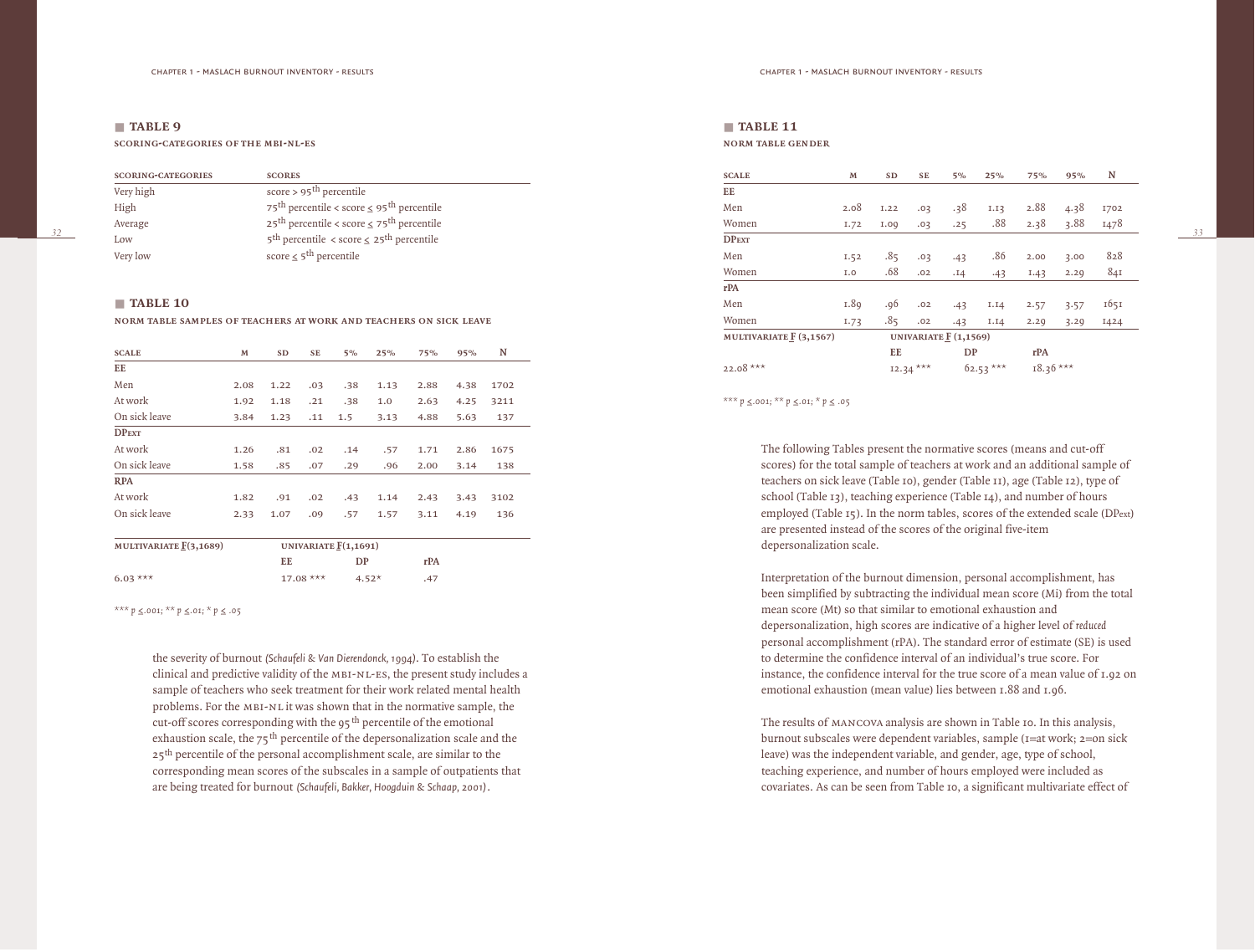## TABLE 9

**SCORING-CATEGORIES OF THE MBI-NL-ES**

| SCORING-CATEGORIES | SCORES |
|---|---|
| Very high | score > 95th percentile |
| High | 75th percentile < score ≤ 95th percentile |
| Average | 25th percentile < score ≤ 75th percentile |
| Low | 5th percentile < score ≤ 25th percentile |
| Very low | score ≤ 5th percentile |

## TABLE 10

**NORM TABLE SAMPLES OF TEACHERS AT WORK AND TEACHERS ON SICK LEAVE**

| SCALE | M | SD | SE | 5% | 25% | 75% | 95% | N |
|---|---|---|---|---|---|---|---|---|
| **EE** | | | | | | | | |
| Men | 2.08 | 1.22 | .03 | .38 | 1.13 | 2.88 | 4.38 | 1702 |
| At work | 1.92 | 1.18 | .21 | .38 | 1.0 | 2.63 | 4.25 | 3211 |
| On sick leave | 3.84 | 1.23 | .11 | 1.5 | 3.13 | 4.88 | 5.63 | 137 |
| **DPext** | | | | | | | | |
| At work | 1.26 | .81 | .02 | .14 | .57 | 1.71 | 2.86 | 1675 |
| On sick leave | 1.58 | .85 | .07 | .29 | .96 | 2.00 | 3.14 | 138 |
| **RPA** | | | | | | | | |
| At work | 1.82 | .91 | .02 | .43 | 1.14 | 2.43 | 3.43 | 3102 |
| On sick leave | 2.33 | 1.07 | .09 | .57 | 1.57 | 3.11 | 4.19 | 136 |

| MULTIVARIATE $F(3,1689)$ | UNIVARIATE $F(1,1691)$ | | |
|---|---|---|---|
| | EE | DP | rPA |
| 6.03 *** | 17.08 *** | 4.52* | .47 |

*** $p \leq .001$; ** $p \leq .01$; * $p \leq .05$

the severity of burnout *(Schaufeli & Van Dierendonck, 1994)*. To establish the clinical and predictive validity of the MBI-NL-ES, the present study includes a sample of teachers who seek treatment for their work related mental health problems. For the MBI-NL it was shown that in the normative sample, the cut-off scores corresponding with the 95th percentile of the emotional exhaustion scale, the 75th percentile of the depersonalization scale and the 25th percentile of the personal accomplishment scale, are similar to the corresponding mean scores of the subscales in a sample of outpatients that are being treated for burnout *(Schaufeli, Bakker, Hoogduin & Schaap, 2001)*.

## TABLE 11

**NORM TABLE GENDER**

| SCALE | M | SD | SE | 5% | 25% | 75% | 95% | N |
|---|---|---|---|---|---|---|---|---|
| **EE** | | | | | | | | |
| Men | 2.08 | 1.22 | .03 | .38 | 1.13 | 2.88 | 4.38 | 1702 |
| Women | 1.72 | 1.09 | .03 | .25 | .88 | 2.38 | 3.88 | 1478 |
| **DPext** | | | | | | | | |
| Men | 1.52 | .85 | .03 | .43 | .86 | 2.00 | 3.00 | 828 |
| Women | 1.0 | .68 | .02 | .14 | .43 | 1.43 | 2.29 | 841 |
| **rPA** | | | | | | | | |
| Men | 1.89 | .96 | .02 | .43 | 1.14 | 2.57 | 3.57 | 1651 |
| Women | 1.73 | .85 | .02 | .43 | 1.14 | 2.29 | 3.29 | 1424 |

| MULTIVARIATE $F$ (3,1567) | UNIVARIATE $F$ (1,1569) | | |
|---|---|---|---|
| | EE | DP | rPA |
| 22.08 *** | 12.34 *** | 62.53 *** | 18.36 *** |

*** $p \leq .001$; ** $p \leq .01$; * $p \leq .05$

The following Tables present the normative scores (means and cut-off scores) for the total sample of teachers at work and an additional sample of teachers on sick leave (Table 10), gender (Table 11), age (Table 12), type of school (Table 13), teaching experience (Table 14), and number of hours employed (Table 15). In the norm tables, scores of the extended scale (DPext) are presented instead of the scores of the original five-item depersonalization scale.

Interpretation of the burnout dimension, personal accomplishment, has been simplified by subtracting the individual mean score (Mi) from the total mean score (Mt) so that similar to emotional exhaustion and depersonalization, high scores are indicative of a higher level of *reduced* personal accomplishment (rPA). The standard error of estimate (SE) is used to determine the confidence interval of an individual's true score. For instance, the confidence interval for the true score of a mean value of 1.92 on emotional exhaustion (mean value) lies between 1.88 and 1.96.

The results of MANCOVA analysis are shown in Table 10. In this analysis, burnout subscales were dependent variables, sample (1=at work; 2=on sick leave) was the independent variable, and gender, age, type of school, teaching experience, and number of hours employed were included as covariates. As can be seen from Table 10, a significant multivariate effect of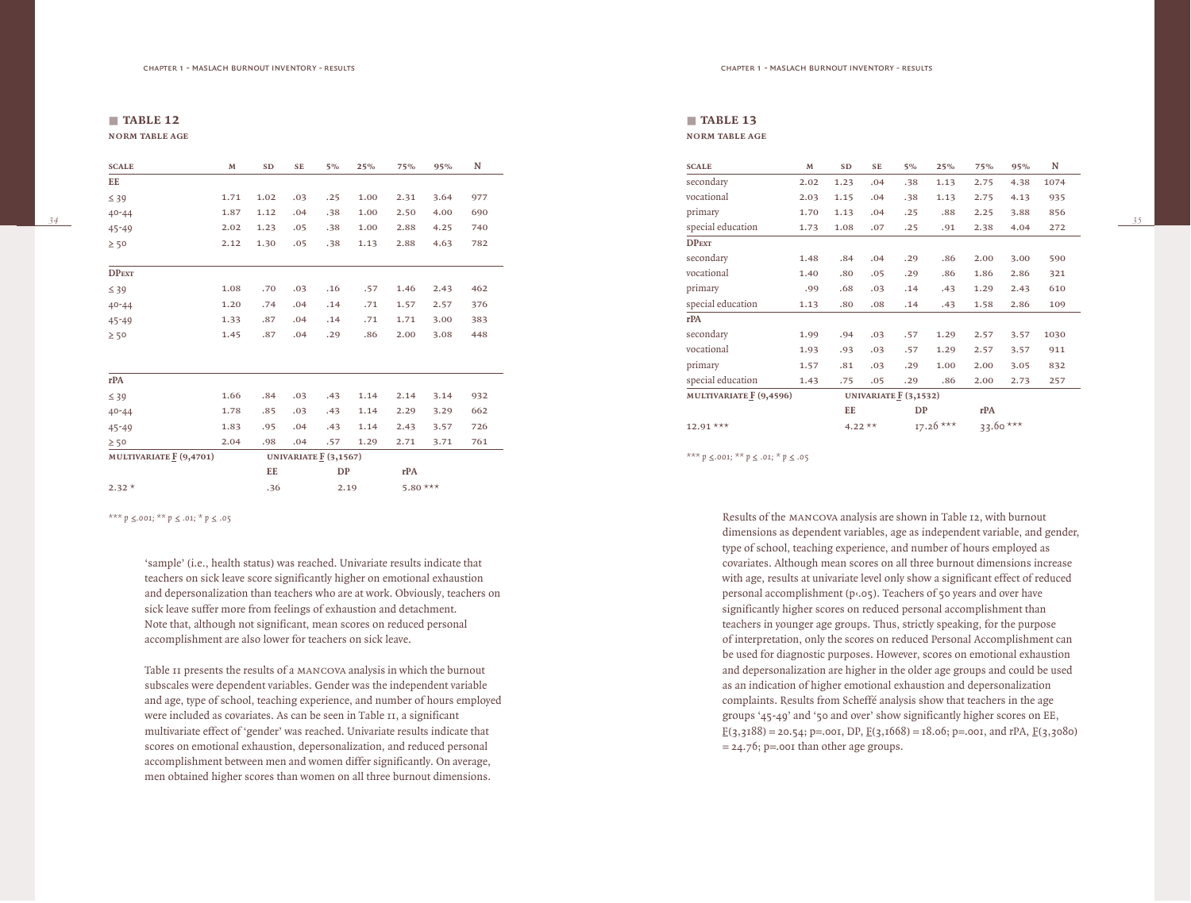## TABLE 12

**NORM TABLE AGE**

| SCALE | M | SD | SE | 5% | 25% | 75% | 95% | N |
|---|---|---|---|---|---|---|---|---|
| **EE** | | | | | | | | |
| ≤ 39 | 1.71 | 1.02 | .03 | .25 | 1.00 | 2.31 | 3.64 | 977 |
| 40-44 | 1.87 | 1.12 | .04 | .38 | 1.00 | 2.50 | 4.00 | 690 |
| 45-49 | 2.02 | 1.23 | .05 | .38 | 1.00 | 2.88 | 4.25 | 740 |
| ≥ 50 | 2.12 | 1.30 | .05 | .38 | 1.13 | 2.88 | 4.63 | 782 |
| **DPEXT** | | | | | | | | |
| ≤ 39 | 1.08 | .70 | .03 | .16 | .57 | 1.46 | 2.43 | 462 |
| 40-44 | 1.20 | .74 | .04 | .14 | .71 | 1.57 | 2.57 | 376 |
| 45-49 | 1.33 | .87 | .04 | .14 | .71 | 1.71 | 3.00 | 383 |
| ≥ 50 | 1.45 | .87 | .04 | .29 | .86 | 2.00 | 3.08 | 448 |
| **rPA** | | | | | | | | |
| ≤ 39 | 1.66 | .84 | .03 | .43 | 1.14 | 2.14 | 3.14 | 932 |
| 40-44 | 1.78 | .85 | .03 | .43 | 1.14 | 2.29 | 3.29 | 662 |
| 45-49 | 1.83 | .95 | .04 | .43 | 1.14 | 2.43 | 3.57 | 726 |
| ≥ 50 | 2.04 | .98 | .04 | .57 | 1.29 | 2.71 | 3.71 | 761 |
| **MULTIVARIATE $F$ (9,4701)** | | **UNIVARIATE $F$ (3,1567)** | | | | | | |
| | | EE | | DP | | rPA | | |
| 2.32 * | | .36 | | 2.19 | | 5.80 *** | | |

*** $p \leq .001$; ** $p \leq .01$; * $p \leq .05$

'sample' (i.e., health status) was reached. Univariate results indicate that teachers on sick leave score significantly higher on emotional exhaustion and depersonalization than teachers who are at work. Obviously, teachers on sick leave suffer more from feelings of exhaustion and detachment. Note that, although not significant, mean scores on reduced personal accomplishment are also lower for teachers on sick leave.

Table 11 presents the results of a MANCOVA analysis in which the burnout subscales were dependent variables. Gender was the independent variable and age, type of school, teaching experience, and number of hours employed were included as covariates. As can be seen in Table 11, a significant multivariate effect of 'gender' was reached. Univariate results indicate that scores on emotional exhaustion, depersonalization, and reduced personal accomplishment between men and women differ significantly. On average, men obtained higher scores than women on all three burnout dimensions.

## TABLE 13

**NORM TABLE AGE**

| SCALE | M | SD | SE | 5% | 25% | 75% | 95% | N |
|---|---|---|---|---|---|---|---|---|
| secondary | 2.02 | 1.23 | .04 | .38 | 1.13 | 2.75 | 4.38 | 1074 |
| vocational | 2.03 | 1.15 | .04 | .38 | 1.13 | 2.75 | 4.13 | 935 |
| primary | 1.70 | 1.13 | .04 | .25 | .88 | 2.25 | 3.88 | 856 |
| special education | 1.73 | 1.08 | .07 | .25 | .91 | 2.38 | 4.04 | 272 |
| **DPEXT** | | | | | | | | |
| secondary | 1.48 | .84 | .04 | .29 | .86 | 2.00 | 3.00 | 590 |
| vocational | 1.40 | .80 | .05 | .29 | .86 | 1.86 | 2.86 | 321 |
| primary | .99 | .68 | .03 | .14 | .43 | 1.29 | 2.43 | 610 |
| special education | 1.13 | .80 | .08 | .14 | .43 | 1.58 | 2.86 | 109 |
| **rPA** | | | | | | | | |
| secondary | 1.99 | .94 | .03 | .57 | 1.29 | 2.57 | 3.57 | 1030 |
| vocational | 1.93 | .93 | .03 | .57 | 1.29 | 2.57 | 3.57 | 911 |
| primary | 1.57 | .81 | .03 | .29 | 1.00 | 2.00 | 3.05 | 832 |
| special education | 1.43 | .75 | .05 | .29 | .86 | 2.00 | 2.73 | 257 |
| **MULTIVARIATE $F$ (9,4596)** | | **UNIVARIATE $F$ (3,1532)** | | | | | | |
| | | EE | | DP | | rPA | | |
| 12.91 *** | | 4.22 ** | | 17.26 *** | | 33.60 *** | | |

*** $p \leq .001$; ** $p \leq .01$; * $p \leq .05$

Results of the MANCOVA analysis are shown in Table 12, with burnout dimensions as dependent variables, age as independent variable, and gender, type of school, teaching experience, and number of hours employed as covariates. Although mean scores on all three burnout dimensions increase with age, results at univariate level only show a significant effect of reduced personal accomplishment ($p<.05$). Teachers of 50 years and over have significantly higher scores on reduced personal accomplishment than teachers in younger age groups. Thus, strictly speaking, for the purpose of interpretation, only the scores on reduced Personal Accomplishment can be used for diagnostic purposes. However, scores on emotional exhaustion and depersonalization are higher in the older age groups and could be used as an indication of higher emotional exhaustion and depersonalization complaints. Results from Scheffé analysis show that teachers in the age groups '45-49' and '50 and over' show significantly higher scores on EE, $F(3,3188) = 20.54$; $p=.001$, DP, $F(3,1668) = 18.06$; $p=.001$, and rPA, $F(3,3080) = 24.76$; $p=.001$ than other age groups.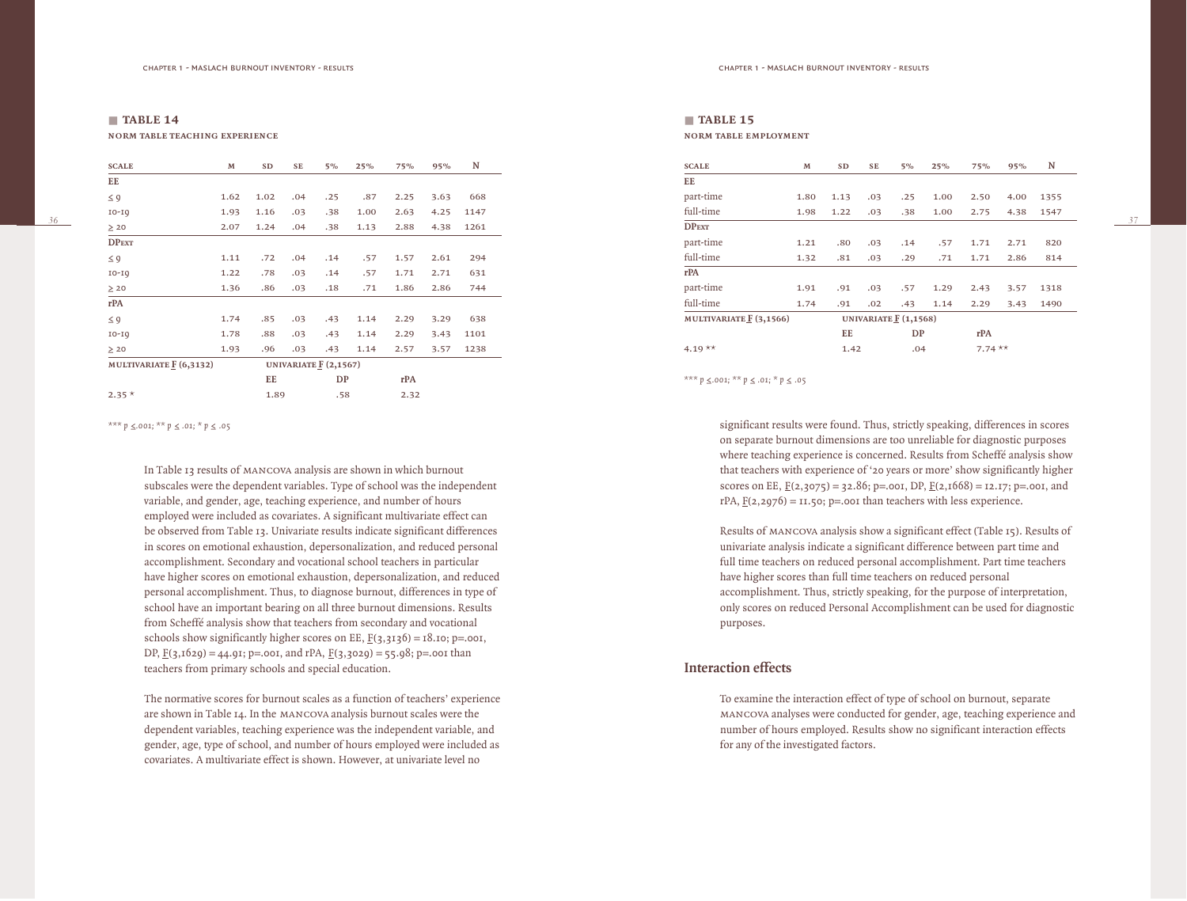### TABLE 14

**NORM TABLE TEACHING EXPERIENCE**

| SCALE | M | SD | SE | 5% | 25% | 75% | 95% | N |
|---|---|---|---|---|---|---|---|---|
| **EE** | | | | | | | | |
| ≤ 9 | 1.62 | 1.02 | .04 | .25 | .87 | 2.25 | 3.63 | 668 |
| 10-19 | 1.93 | 1.16 | .03 | .38 | 1.00 | 2.63 | 4.25 | 1147 |
| ≥ 20 | 2.07 | 1.24 | .04 | .38 | 1.13 | 2.88 | 4.38 | 1261 |
| **DPEXT** | | | | | | | | |
| ≤ 9 | 1.11 | .72 | .04 | .14 | .57 | 1.57 | 2.61 | 294 |
| 10-19 | 1.22 | .78 | .03 | .14 | .57 | 1.71 | 2.71 | 631 |
| ≥ 20 | 1.36 | .86 | .03 | .18 | .71 | 1.86 | 2.86 | 744 |
| **rPA** | | | | | | | | |
| ≤ 9 | 1.74 | .85 | .03 | .43 | 1.14 | 2.29 | 3.29 | 638 |
| 10-19 | 1.78 | .88 | .03 | .43 | 1.14 | 2.29 | 3.43 | 1101 |
| ≥ 20 | 1.93 | .96 | .03 | .43 | 1.14 | 2.57 | 3.57 | 1238 |
| **MULTIVARIATE F (6,3132)** | | **UNIVARIATE F (2,1567)** | | | | | | |
| | | **EE** | | **DP** | | **rPA** | | |
| 2.35 * | | 1.89 | | .58 | | 2.32 | | |

*** $p \leq .001$; ** $p \leq .01$; * $p \leq .05$

In Table 13 results of MANCOVA analysis are shown in which burnout subscales were the dependent variables. Type of school was the independent variable, and gender, age, teaching experience, and number of hours employed were included as covariates. A significant multivariate effect can be observed from Table 13. Univariate results indicate significant differences in scores on emotional exhaustion, depersonalization, and reduced personal accomplishment. Secondary and vocational school teachers in particular have higher scores on emotional exhaustion, depersonalization, and reduced personal accomplishment. Thus, to diagnose burnout, differences in type of school have an important bearing on all three burnout dimensions. Results from Scheffé analysis show that teachers from secondary and vocational schools show significantly higher scores on EE, $F(3,3136) = 18.10$; p=.001, DP, $F(3,1629) = 44.91$; p=.001, and rPA, $F(3,3029) = 55.98$; p=.001 than teachers from primary schools and special education.

The normative scores for burnout scales as a function of teachers' experience are shown in Table 14. In the MANCOVA analysis burnout scales were the dependent variables, teaching experience was the independent variable, and gender, age, type of school, and number of hours employed were included as covariates. A multivariate effect is shown. However, at univariate level no significant results were found. Thus, strictly speaking, differences in scores on separate burnout dimensions are too unreliable for diagnostic purposes where teaching experience is concerned. Results from Scheffé analysis show that teachers with experience of '20 years or more' show significantly higher scores on EE, $F(2,3075) = 32.86$; p=.001, DP, $F(2,1668) = 12.17$; p=.001, and rPA, $F(2,2976) = 11.50$; p=.001 than teachers with less experience.

### TABLE 15

**NORM TABLE EMPLOYMENT**

| SCALE | M | SD | SE | 5% | 25% | 75% | 95% | N |
|---|---|---|---|---|---|---|---|---|
| **EE** | | | | | | | | |
| part-time | 1.80 | 1.13 | .03 | .25 | 1.00 | 2.50 | 4.00 | 1355 |
| full-time | 1.98 | 1.22 | .03 | .38 | 1.00 | 2.75 | 4.38 | 1547 |
| **DPEXT** | | | | | | | | |
| part-time | 1.21 | .80 | .03 | .14 | .57 | 1.71 | 2.71 | 820 |
| full-time | 1.32 | .81 | .03 | .29 | .71 | 1.71 | 2.86 | 814 |
| **rPA** | | | | | | | | |
| part-time | 1.91 | .91 | .03 | .57 | 1.29 | 2.43 | 3.57 | 1318 |
| full-time | 1.74 | .91 | .02 | .43 | 1.14 | 2.29 | 3.43 | 1490 |
| **MULTIVARIATE F (3,1566)** | | **UNIVARIATE F (1,1568)** | | | | | | |
| | | **EE** | | **DP** | | **rPA** | | |
| 4.19 ** | | 1.42 | | .04 | | 7.74 ** | | |

*** $p \leq .001$; ** $p \leq .01$; * $p \leq .05$

Results of MANCOVA analysis show a significant effect (Table 15). Results of univariate analysis indicate a significant difference between part time and full time teachers on reduced personal accomplishment. Part time teachers have higher scores than full time teachers on reduced personal accomplishment. Thus, strictly speaking, for the purpose of interpretation, only scores on reduced Personal Accomplishment can be used for diagnostic purposes.

## Interaction effects

To examine the interaction effect of type of school on burnout, separate MANCOVA analyses were conducted for gender, age, teaching experience and number of hours employed. Results show no significant interaction effects for any of the investigated factors.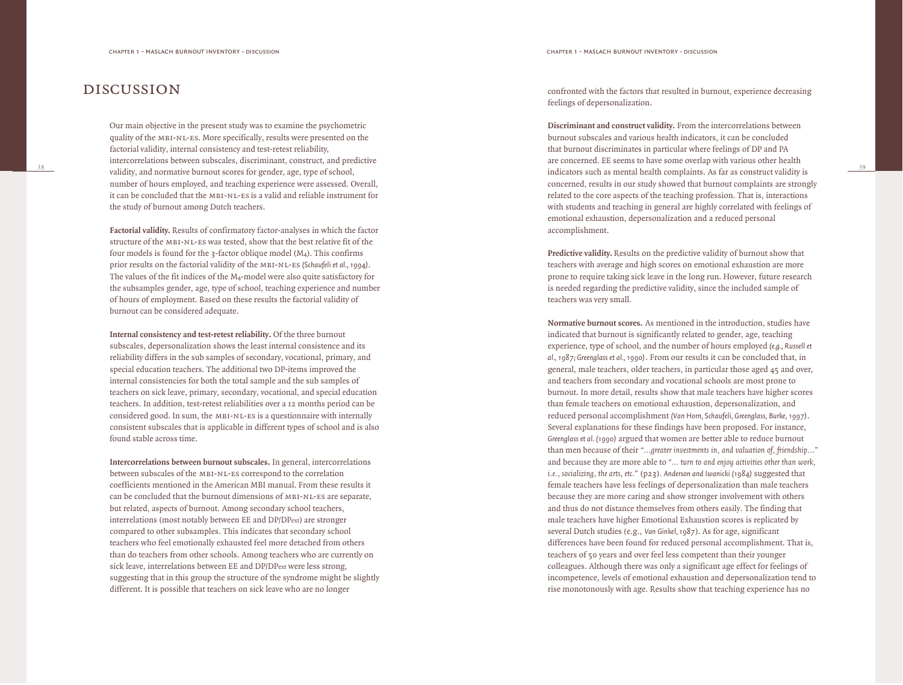# DISCUSSION

Our main objective in the present study was to examine the psychometric quality of the MBI-NL-ES. More specifically, results were presented on the factorial validity, internal consistency and test-retest reliability, intercorrelations between subscales, discriminant, construct, and predictive validity, and normative burnout scores for gender, age, type of school, number of hours employed, and teaching experience were assessed. Overall, it can be concluded that the MBI-NL-ES is a valid and reliable instrument for the study of burnout among Dutch teachers.

**Factorial validity.** Results of confirmatory factor-analyses in which the factor structure of the MBI-NL-ES was tested, show that the best relative fit of the four models is found for the 3-factor oblique model ($M_4$). This confirms prior results on the factorial validity of the MBI-NL-ES *(Schaufeli et al., 1994)*. The values of the fit indices of the $M_4$-model were also quite satisfactory for the subsamples gender, age, type of school, teaching experience and number of hours of employment. Based on these results the factorial validity of burnout can be considered adequate.

**Internal consistency and test-retest reliability.** Of the three burnout subscales, depersonalization shows the least internal consistence and its reliability differs in the sub samples of secondary, vocational, primary, and special education teachers. The additional two DP-items improved the internal consistencies for both the total sample and the sub samples of teachers on sick leave, primary, secondary, vocational, and special education teachers. In addition, test-retest reliabilities over a 12 months period can be considered good. In sum, the MBI-NL-ES is a questionnaire with internally consistent subscales that is applicable in different types of school and is also found stable across time.

**Intercorrelations between burnout subscales.** In general, intercorrelations between subscales of the MBI-NL-ES correspond to the correlation coefficients mentioned in the American MBI manual. From these results it can be concluded that the burnout dimensions of MBI-NL-ES are separate, but related, aspects of burnout. Among secondary school teachers, interrelations (most notably between EE and DP/DPext) are stronger compared to other subsamples. This indicates that secondary school teachers who feel emotionally exhausted feel more detached from others than do teachers from other schools. Among teachers who are currently on sick leave, interrelations between EE and DP/DPext were less strong, suggesting that in this group the structure of the syndrome might be slightly different. It is possible that teachers on sick leave who are no longer confronted with the factors that resulted in burnout, experience decreasing feelings of depersonalization.

**Discriminant and construct validity.** From the intercorrelations between burnout subscales and various health indicators, it can be concluded that burnout discriminates in particular where feelings of DP and PA are concerned. EE seems to have some overlap with various other health indicators such as mental health complaints. As far as construct validity is concerned, results in our study showed that burnout complaints are strongly related to the core aspects of the teaching profession. That is, interactions with students and teaching in general are highly correlated with feelings of emotional exhaustion, depersonalization and a reduced personal accomplishment.

**Predictive validity.** Results on the predictive validity of burnout show that teachers with average and high scores on emotional exhaustion are more prone to require taking sick leave in the long run. However, future research is needed regarding the predictive validity, since the included sample of teachers was very small.

**Normative burnout scores.** As mentioned in the introduction, studies have indicated that burnout is significantly related to gender, age, teaching experience, type of school, and the number of hours employed *(e.g., Russell et al., 1987; Greenglass et al., 1990)*. From our results it can be concluded that, in general, male teachers, older teachers, in particular those aged 45 and over, and teachers from secondary and vocational schools are most prone to burnout. In more detail, results show that male teachers have higher scores than female teachers on emotional exhaustion, depersonalization, and reduced personal accomplishment *(Van Horn, Schaufeli, Greenglass, Burke, 1997)*. Several explanations for these findings have been proposed. For instance, *Greenglass et al. (1990)* argued that women are better able to reduce burnout than men because of their "*...greater investments in, and valuation of, friendship...*" and because they are more able to "*... turn to and enjoy activities other than work, i.e., socializing, the arts, etc.*" (p23). *Anderson and Iwanicki (1984)* suggested that female teachers have less feelings of depersonalization than male teachers because they are more caring and show stronger involvement with others and thus do not distance themselves from others easily. The finding that male teachers have higher Emotional Exhaustion scores is replicated by several Dutch studies (e.g., *Van Ginkel, 1987*). As for age, significant differences have been found for reduced personal accomplishment. That is, teachers of 50 years and over feel less competent than their younger colleagues. Although there was only a significant age effect for feelings of incompetence, levels of emotional exhaustion and depersonalization tend to rise monotonously with age. Results show that teaching experience has no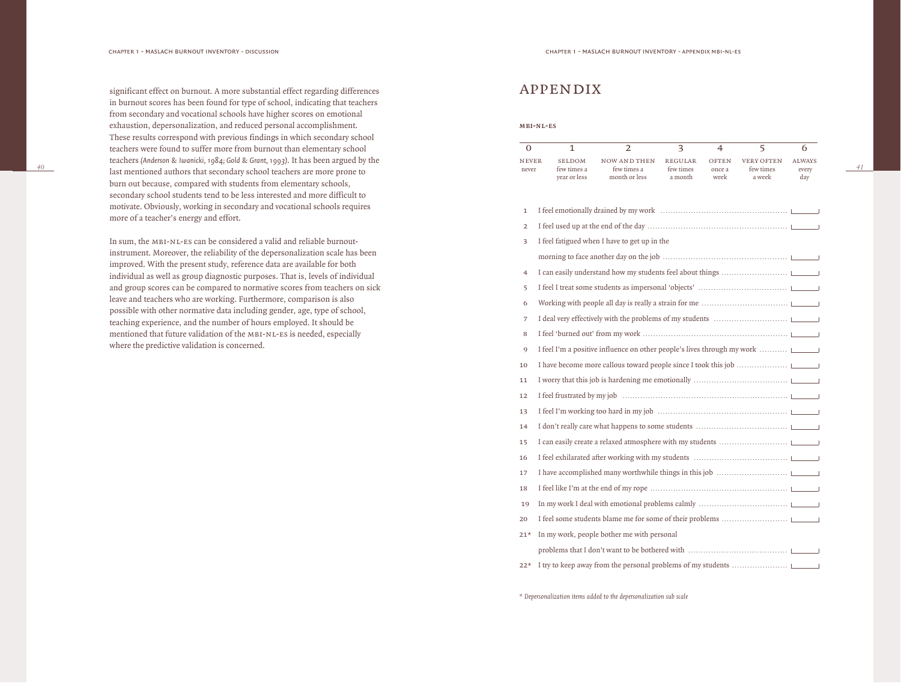significant effect on burnout. A more substantial effect regarding differences in burnout scores has been found for type of school, indicating that teachers from secondary and vocational schools have higher scores on emotional exhaustion, depersonalization, and reduced personal accomplishment. These results correspond with previous findings in which secondary school teachers were found to suffer more from burnout than elementary school teachers (*Anderson & Iwanicki, 1984; Gold & Grant, 1993*). It has been argued by the last mentioned authors that secondary school teachers are more prone to burn out because, compared with students from elementary schools, secondary school students tend to be less interested and more difficult to motivate. Obviously, working in secondary and vocational schools requires more of a teacher's energy and effort.

In sum, the MBI-NL-ES can be considered a valid and reliable burnout-instrument. Moreover, the reliability of the depersonalization scale has been improved. With the present study, reference data are available for both individual as well as group diagnostic purposes. That is, levels of individual and group scores can be compared to normative scores from teachers on sick leave and teachers who are working. Furthermore, comparison is also possible with other normative data including gender, age, type of school, teaching experience, and the number of hours employed. It should be mentioned that future validation of the MBI-NL-ES is needed, especially where the predictive validation is concerned.

# APPENDIX

### MBI-NL-ES

| 0 | 1 | 2 | 3 | 4 | 5 | 6 |
|---|---|---|---|---|---|---|
| NEVER<br>never | SELDOM<br>few times a year or less | NOW AND THEN<br>few times a month or less | REGULAR<br>few times a month | OFTEN<br>once a week | VERY OFTEN<br>few times a week | ALWAYS<br>every day |

1. I feel emotionally drained by my work ........ ___
2. I feel used up at the end of the day ........ ___
3. I feel fatigued when I have to get up in the morning to face another day on the job ........ ___
4. I can easily understand how my students feel about things ........ ___
5. I feel I treat some students as impersonal 'objects' ........ ___
6. Working with people all day is really a strain for me ........ ___
7. I deal very effectively with the problems of my students ........ ___
8. I feel 'burned out' from my work ........ ___
9. I feel I'm a positive influence on other people's lives through my work ........ ___
10. I have become more callous toward people since I took this job ........ ___
11. I worry that this job is hardening me emotionally ........ ___
12. I feel frustrated by my job ........ ___
13. I feel I'm working too hard in my job ........ ___
14. I don't really care what happens to some students ........ ___
15. I can easily create a relaxed atmosphere with my students ........ ___
16. I feel exhilarated after working with my students ........ ___
17. I have accomplished many worthwhile things in this job ........ ___
18. I feel like I'm at the end of my rope ........ ___
19. In my work I deal with emotional problems calmly ........ ___
20. I feel some students blame me for some of their problems ........ ___

21* In my work, people bother me with personal problems that I don't want to be bothered with ........ ___

22* I try to keep away from the personal problems of my students ........ ___

*\* Depersonalization items added to the depersonalization sub scale*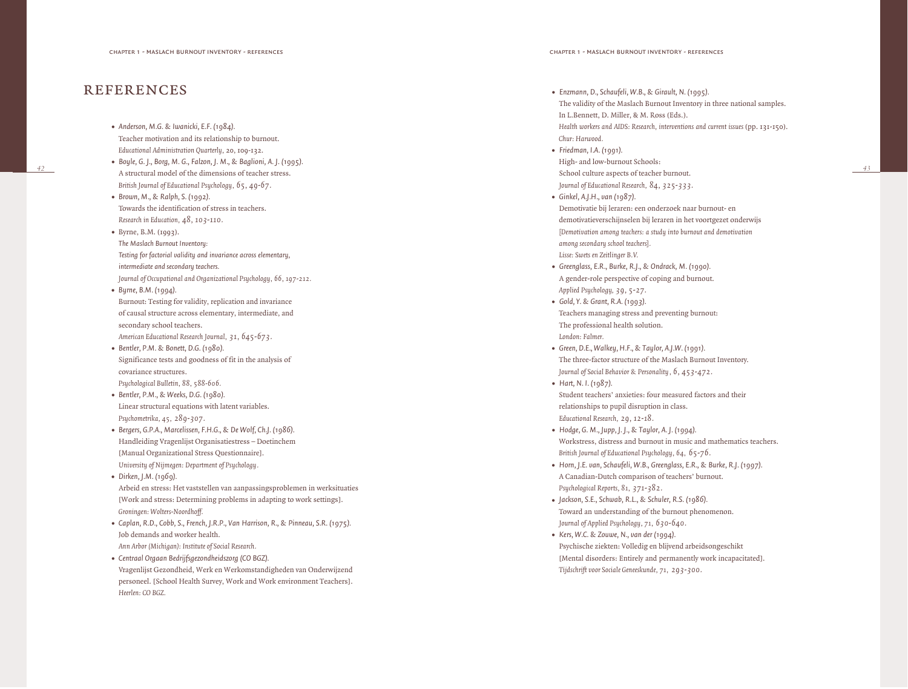# REFERENCES

- *Anderson, M.G. & Iwanicki, E.F. (1984).*
  Teacher motivation and its relationship to burnout.
  *Educational Administration Quarterly*, 20, 109-132.
- *Boyle, G. J., Borg, M. G., Falzon, J. M., & Baglioni, A. J. (1995).*
  A structural model of the dimensions of teacher stress.
  *British Journal of Educational Psychology*, 65, 49-67.
- *Brown, M., & Ralph, S. (1992).*
  Towards the identification of stress in teachers.
  *Research in Education*, 48, 103-110.
- Byrne, B.M. (1993).
  *The Maslach Burnout Inventory:*
  *Testing for factorial validity and invariance across elementary, intermediate and secondary teachers.*
  *Journal of Occupational and Organizational Psychology*, 66, 197-212.
- *Byrne, B.M. (1994).*
  Burnout: Testing for validity, replication and invariance of causal structure across elementary, intermediate, and secondary school teachers.
  *American Educational Research Journal*, 31, 645-673.
- *Bentler, P.M. & Bonett, D.G. (1980).*
  Significance tests and goodness of fit in the analysis of covariance structures.
  *Psychological Bulletin*, 88, 588-606.
- *Bentler, P.M., & Weeks, D.G. (1980).*
  Linear structural equations with latent variables.
  *Psychometrika*, 45, 289-307.
- *Bergers, G.P.A., Marcelissen, F.H.G., & De Wolf, Ch.J. (1986).*
  Handleiding Vragenlijst Organisatiestress – Doetinchem [Manual Organizational Stress Questionnaire].
  *University of Nijmegen: Department of Psychology.*
- *Dirken, J.M. (1969).*
  Arbeid en stress: Het vaststellen van aanpassingsproblemen in werksituaties [Work and stress: Determining problems in adapting to work settings].
  *Groningen: Wolters-Noordhoff.*
- *Caplan, R.D., Cobb, S., French, J.R.P., Van Harrison, R., & Pinneau, S.R. (1975).*
  Job demands and worker health.
  *Ann Arbor (Michigan): Institute of Social Research.*
- *Centraal Orgaan Bedrijfsgezondheidszorg (CO BGZ).*
  Vragenlijst Gezondheid, Werk en Werkomstandigheden van Onderwijzend personeel. [School Health Survey, Work and Work environment Teachers].
  *Heerlen: CO BGZ.*
- *Enzmann, D., Schaufeli, W.B., & Girault, N. (1995).*
  The validity of the Maslach Burnout Inventory in three national samples.
  In L.Bennett, D. Miller, & M. Ross (Eds.).
  *Health workers and AIDS: Research, interventions and current issues* (pp. 131-150).
  *Chur: Harwood.*
- *Friedman, I.A. (1991).*
  High- and low-burnout Schools:
  School culture aspects of teacher burnout.
  *Journal of Educational Research*, 84, 325-333.
- *Ginkel, A.J.H., van (1987).*
  Demotivatie bij leraren: een onderzoek naar burnout- en demotivatieverschijnselen bij leraren in het voortgezet onderwijs *[Demotivation among teachers: a study into burnout and demotivation among secondary school teachers].*
  *Lisse: Swets en Zeitlinger B.V.*
- *Greenglass, E.R., Burke, R.J., & Ondrack, M. (1990).*
  A gender-role perspective of coping and burnout.
  *Applied Psychology*, 39, 5-27.
- *Gold, Y. & Grant, R.A. (1993).*
  Teachers managing stress and preventing burnout:
  The professional health solution.
  *London: Falmer.*
- *Green, D.E., Walkey, H.F., & Taylor, A.J.W. (1991).*
  The three-factor structure of the Maslach Burnout Inventory.
  *Journal of Social Behavior & Personality*, 6, 453-472.
- *Hart, N. I. (1987).*
  Student teachers' anxieties: four measured factors and their relationships to pupil disruption in class.
  *Educational Research*, 29, 12-18.
- *Hodge, G. M., Jupp, J. J., & Taylor, A. J. (1994).*
  Workstress, distress and burnout in music and mathematics teachers.
  *British Journal of Educational Psychology*, 64, 65-76.
- *Horn, J.E. van, Schaufeli, W.B., Greenglass, E.R., & Burke, R.J. (1997).*
  A Canadian-Dutch comparison of teachers' burnout.
  *Psychological Reports*, 81, 371-382.
- *Jackson, S.E., Schwab, R.L., & Schuler, R.S. (1986).*
  Toward an understanding of the burnout phenomenon.
  *Journal of Applied Psychology*, 71, 630-640.
- *Kers, W.C. & Zouwe, N., van der (1994).*
  Psychische ziekten: Volledig en blijvend arbeidsongeschikt [Mental disorders: Entirely and permanently work incapacitated].
  *Tijdschrift voor Sociale Geneeskunde*, 71, 293-300.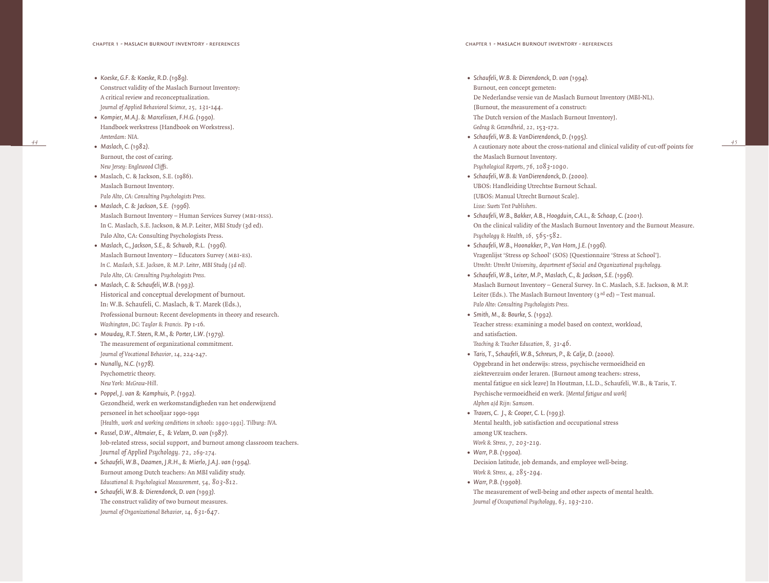- *Koeske, G.F. & Koeske, R.D. (1989).*
  Construct validity of the Maslach Burnout Inventory:
  A critical review and reconceptualization.
  *Journal of Applied Behavioral Science, 25, 131-144.*
- *Kompier, M.A.J. & Marcelissen, F.H.G. (1990).*
  Handboek werkstress [Handbook on Workstress].
  *Amterdam: NIA.*
- *Maslach, C. (1982).*
  Burnout, the cost of caring.
  *New Jersey: Englewood Cliffs.*
- Maslach, C. & Jackson, S.E. (1986).
  Maslach Burnout Inventory.
  *Palo Alto, CA: Consulting Psychologists Press.*
- *Maslach, C. & Jackson, S.E. (1996).*
  Maslach Burnout Inventory – Human Services Survey (MBI-HSS).
  In C. Maslach, S.E. Jackson, & M.P. Leiter, MBI Study (3d ed).
  Palo Alto, CA: Consulting Psychologists Press.
- *Maslach, C., Jackson, S.E., & Schwab, R.L. (1996).*
  Maslach Burnout Inventory – Educators Survey (MBI-ES).
  *In C. Maslach, S.E. Jackson, & M.P. Leiter, MBI Study (3d ed).*
  *Palo Alto, CA: Consulting Psychologists Press.*
- *Maslach, C. & Schaufeli, W.B. (1993).*
  Historical and conceptual development of burnout.
  In: W.B. Schaufeli, C. Maslach, & T. Marek (Eds.),
  Professional burnout: Recent developments in theory and research.
  *Washington, DC: Taylor & Francis.* Pp 1-16.
- *Mowday, R.T. Steers, R.M., & Porter, L.W. (1979).*
  The measurement of organizational commitment.
  *Journal of Vocational Behavior, 14, 224-247.*
- *Nunally, N.C. (1978).*
  Psychometric theory.
  *New York: McGraw-Hill.*
- *Poppel, J. van & Kamphuis, P. (1992).*
  Gezondheid, werk en werkomstandigheden van het onderwijzend
  personeel in het schooljaar 1990-1991
  *[Health, work and working conditions in schools: 1990-1991]. Tilburg: IVA.*
- *Russel, D.W., Altmaier, E., & Velzen, D. van (1987).*
  Job-related stress, social support, and burnout among classroom teachers.
  *Journal of Applied Psychology. 72, 269-274.*
- *Schaufeli, W.B., Daamen, J.R.H., & Mierlo, J.A.J. van (1994).*
  Burnout among Dutch teachers: An MBI validity study.
  *Educational & Psychological Measurement, 54, 803-812.*
- *Schaufeli, W.B. & Dierendonck, D. van (1993).*
  The construct validity of two burnout measures.
  *Journal of Organizational Behavior, 14, 631-647.*
- *Schaufeli, W.B. & Dierendonck, D. van (1994).*
  Burnout, een concept gemeten:
  De Nederlandse versie van de Maslach Burnout Inventory (MBI-NL).
  [Burnout, the measurement of a construct:
  The Dutch version of the Maslach Burnout Inventory].
  *Gedrag & Gezondheid, 22, 153-172.*
- *Schaufeli, W.B. & VanDierendonck, D. (1995).*
  A cautionary note about the cross-national and clinical validity of cut-off points for
  the Maslach Burnout Inventory.
  *Psychological Reports, 76, 1083-1090.*
- *Schaufeli, W.B. & VanDierendonck, D. (2000).*
  UBOS: Handleiding Utrechtse Burnout Schaal.
  [UBOS: Manual Utrecht Burnout Scale].
  *Lisse: Swets Test Publishers.*
- *Schaufeli, W.B., Bakker, A.B., Hoogduin, C.A.L., & Schaap, C. (2001).*
  On the clinical validity of the Maslach Burnout Inventory and the Burnout Measure.
  *Psychology & Health, 16, 565-582.*
- *Schaufeli, W.B., Hoonakker, P., Van Horn, J.E. (1996).*
  Vragenlijst 'Stress op School' (SOS) [Questionnaire 'Stress at School'].
  *Utrecht: Utrecht University, department of Social and Organizational psychology.*
- *Schaufeli, W.B., Leiter, M.P., Maslach, C., & Jackson, S.E. (1996).*
  Maslach Burnout Inventory – General Survey. In C. Maslach, S.E. Jackson, & M.P.
  Leiter (Eds.). The Maslach Burnout Inventory (3rd ed) – Test manual.
  *Palo Alto: Consulting Psychologists Press.*
- *Smith, M., & Bourke, S. (1992).*
  Teacher stress: examining a model based on context, workload,
  and satisfaction.
  *Teaching & Teacher Education, 8, 31-46.*
- *Taris, T., Schaufeli, W.B., Schreurs, P., & Calje, D. (2000).*
  Opgebrand in het onderwijs: stress, psychische vermoeidheid en
  ziekteverzuim onder leraren. [Burnout among teachers: stress,
  mental fatigue en sick leave] In Houtman, I.L.D., Schaufeli, W.B., & Taris, T.
  Psychische vermoeidheid en werk. *[Mental fatigue and work]*
  *Alphen a/d Rijn: Samsom.*
- *Travers, C. J., & Cooper, C. L. (1993).*
  Mental health, job satisfaction and occupational stress
  among UK teachers.
  *Work & Stress, 7, 203-219.*
- *Warr, P.B. (1990a).*
  Decision latitude, job demands, and employee well-being.
  *Work & Stress, 4, 285-294.*
- *Warr, P.B. (1990b).*
  The measurement of well-being and other aspects of mental health.
  *Journal of Occupational Psychology, 63, 193-210.*